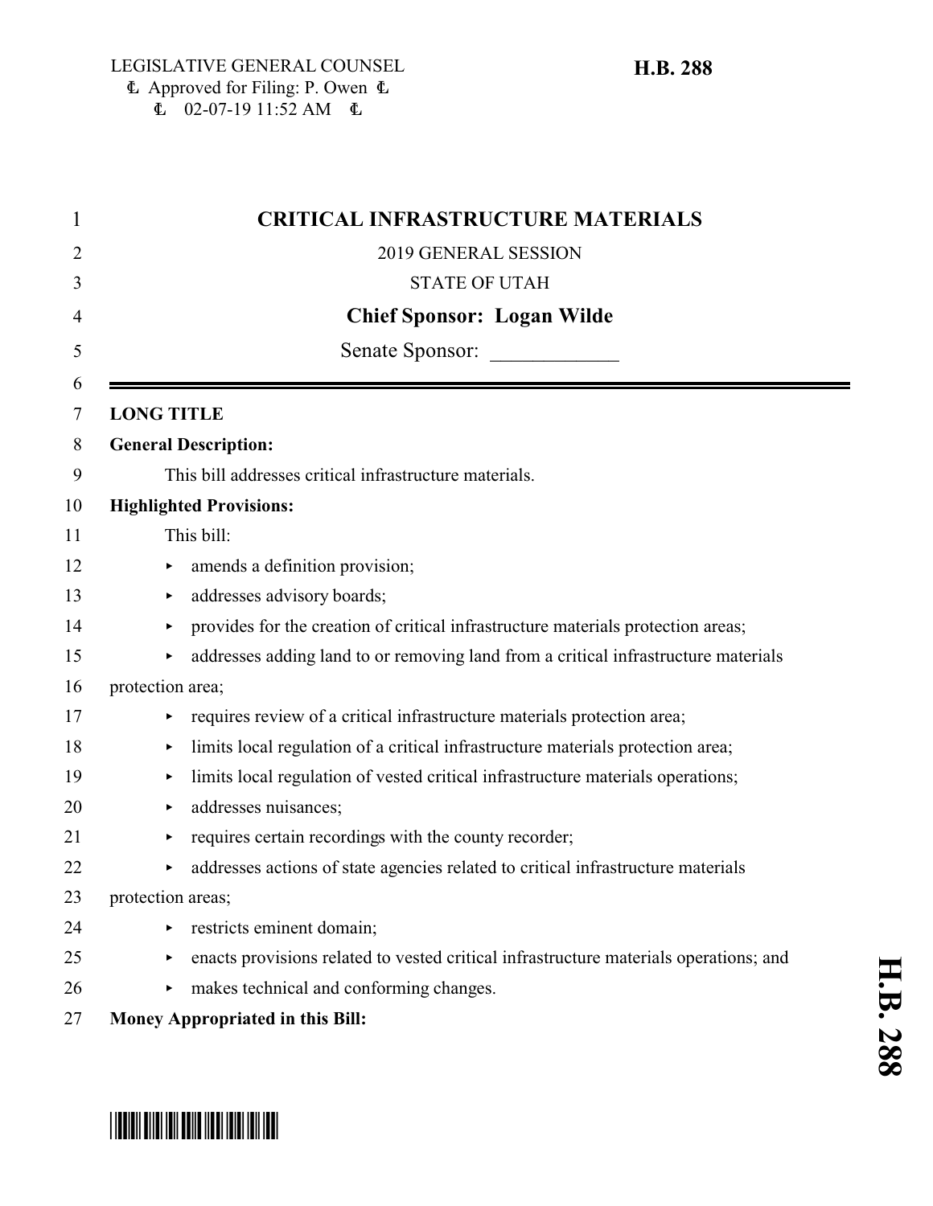LEGISLATIVE GENERAL COUNSEL
Approved for Filing: P. Owen
02-07-19 11:52 AM

**H.B. 288**

# CRITICAL INFRASTRUCTURE MATERIALS

2019 GENERAL SESSION

STATE OF UTAH

**Chief Sponsor: Logan Wilde**

Senate Sponsor: ____________

---

**LONG TITLE**

**General Description:**

This bill addresses critical infrastructure materials.

**Highlighted Provisions:**

This bill:

- amends a definition provision;
- addresses advisory boards;
- provides for the creation of critical infrastructure materials protection areas;
- addresses adding land to or removing land from a critical infrastructure materials protection area;
- requires review of a critical infrastructure materials protection area;
- limits local regulation of a critical infrastructure materials protection area;
- limits local regulation of vested critical infrastructure materials operations;
- addresses nuisances;
- requires certain recordings with the county recorder;
- addresses actions of state agencies related to critical infrastructure materials protection areas;
- restricts eminent domain;
- enacts provisions related to vested critical infrastructure materials operations; and
- makes technical and conforming changes.

**Money Appropriated in this Bill:**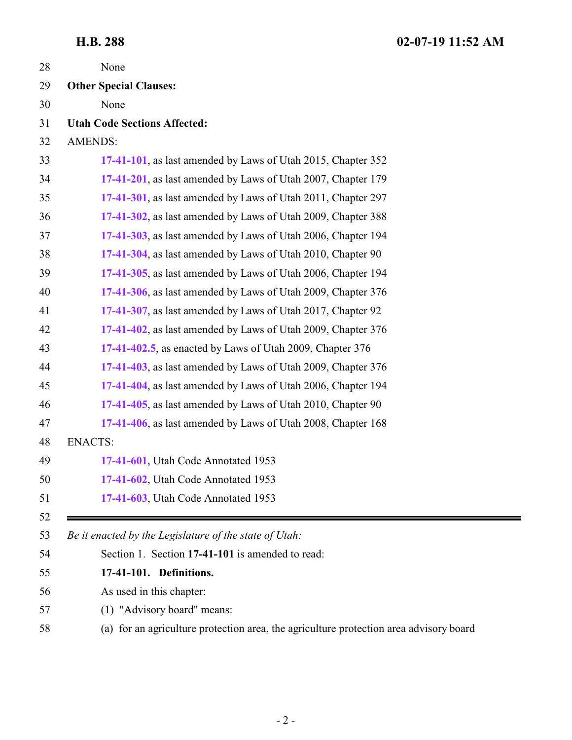None

**Other Special Clauses:**

None

**Utah Code Sections Affected:**

AMENDS:

**17-41-101**, as last amended by Laws of Utah 2015, Chapter 352

**17-41-201**, as last amended by Laws of Utah 2007, Chapter 179

**17-41-301**, as last amended by Laws of Utah 2011, Chapter 297

**17-41-302**, as last amended by Laws of Utah 2009, Chapter 388

**17-41-303**, as last amended by Laws of Utah 2006, Chapter 194

**17-41-304**, as last amended by Laws of Utah 2010, Chapter 90

**17-41-305**, as last amended by Laws of Utah 2006, Chapter 194

**17-41-306**, as last amended by Laws of Utah 2009, Chapter 376

**17-41-307**, as last amended by Laws of Utah 2017, Chapter 92

**17-41-402**, as last amended by Laws of Utah 2009, Chapter 376

**17-41-402.5**, as enacted by Laws of Utah 2009, Chapter 376

**17-41-403**, as last amended by Laws of Utah 2009, Chapter 376

**17-41-404**, as last amended by Laws of Utah 2006, Chapter 194

**17-41-405**, as last amended by Laws of Utah 2010, Chapter 90

**17-41-406**, as last amended by Laws of Utah 2008, Chapter 168

ENACTS:

**17-41-601**, Utah Code Annotated 1953

**17-41-602**, Utah Code Annotated 1953

**17-41-603**, Utah Code Annotated 1953

---

*Be it enacted by the Legislature of the state of Utah:*

Section 1. Section **17-41-101** is amended to read:

**17-41-101. Definitions.**

As used in this chapter:

(1) "Advisory board" means:

(a) for an agriculture protection area, the agriculture protection area advisory board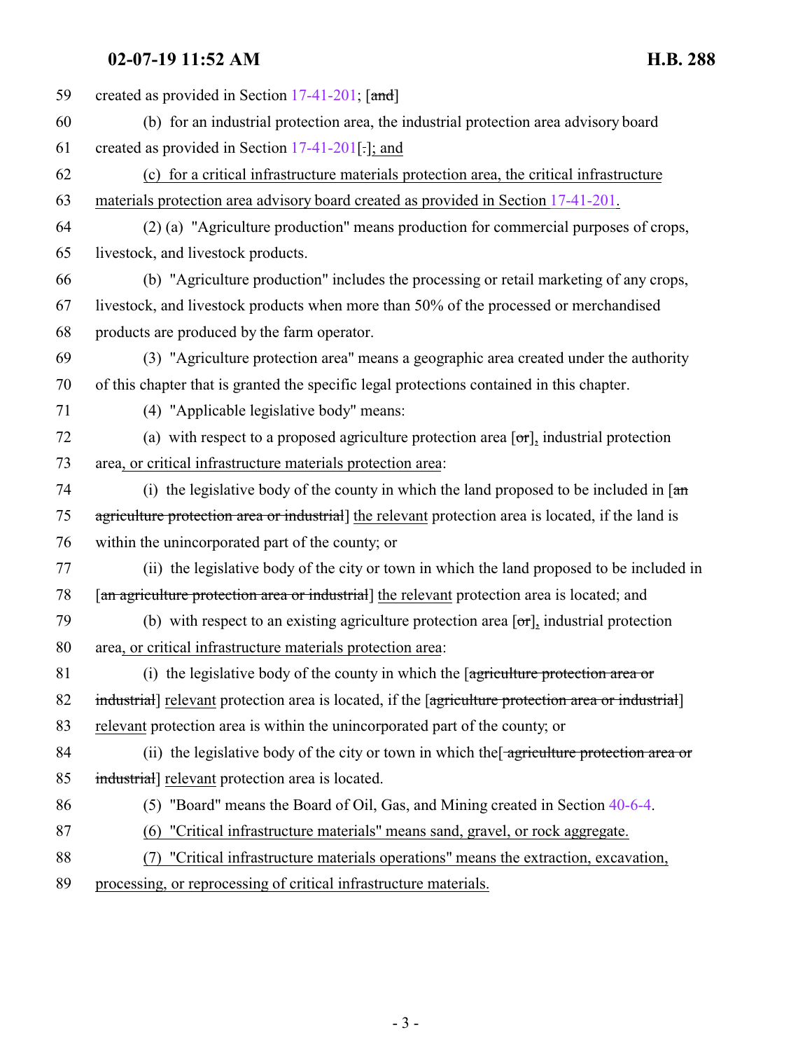59 created as provided in Section 17-41-201; [~~and~~]

60 (b) for an industrial protection area, the industrial protection area advisory board

61 created as provided in Section 17-41-201[~~.~~]<u>; and</u>

62 <u>(c) for a critical infrastructure materials protection area, the critical infrastructure</u>

63 <u>materials protection area advisory board created as provided in Section 17-41-201.</u>

64 (2) (a) "Agriculture production" means production for commercial purposes of crops,

65 livestock, and livestock products.

66 (b) "Agriculture production" includes the processing or retail marketing of any crops,

67 livestock, and livestock products when more than 50% of the processed or merchandised

68 products are produced by the farm operator.

69 (3) "Agriculture protection area" means a geographic area created under the authority

70 of this chapter that is granted the specific legal protections contained in this chapter.

71 (4) "Applicable legislative body" means:

72 (a) with respect to a proposed agriculture protection area [~~or~~]<u>,</u> industrial protection

73 area<u>, or critical infrastructure materials protection area</u>:

74 (i) the legislative body of the county in which the land proposed to be included in [~~an~~

75 ~~agriculture protection area or industrial~~] <u>the relevant</u> protection area is located, if the land is

76 within the unincorporated part of the county; or

77 (ii) the legislative body of the city or town in which the land proposed to be included in

78 [~~an agriculture protection area or industrial~~] <u>the relevant</u> protection area is located; and

79 (b) with respect to an existing agriculture protection area [~~or~~]<u>,</u> industrial protection

80 area<u>, or critical infrastructure materials protection area</u>:

81 (i) the legislative body of the county in which the [~~agriculture protection area or~~

82 ~~industrial~~] <u>relevant</u> protection area is located, if the [~~agriculture protection area or industrial~~]

83 <u>relevant</u> protection area is within the unincorporated part of the county; or

84 (ii) the legislative body of the city or town in which the[~~ agriculture protection area or~~

85 ~~industrial~~] <u>relevant</u> protection area is located.

86 (5) "Board" means the Board of Oil, Gas, and Mining created in Section 40-6-4.

87 <u>(6) "Critical infrastructure materials" means sand, gravel, or rock aggregate.</u>

88 <u>(7) "Critical infrastructure materials operations" means the extraction, excavation,</u>

89 <u>processing, or reprocessing of critical infrastructure materials.</u>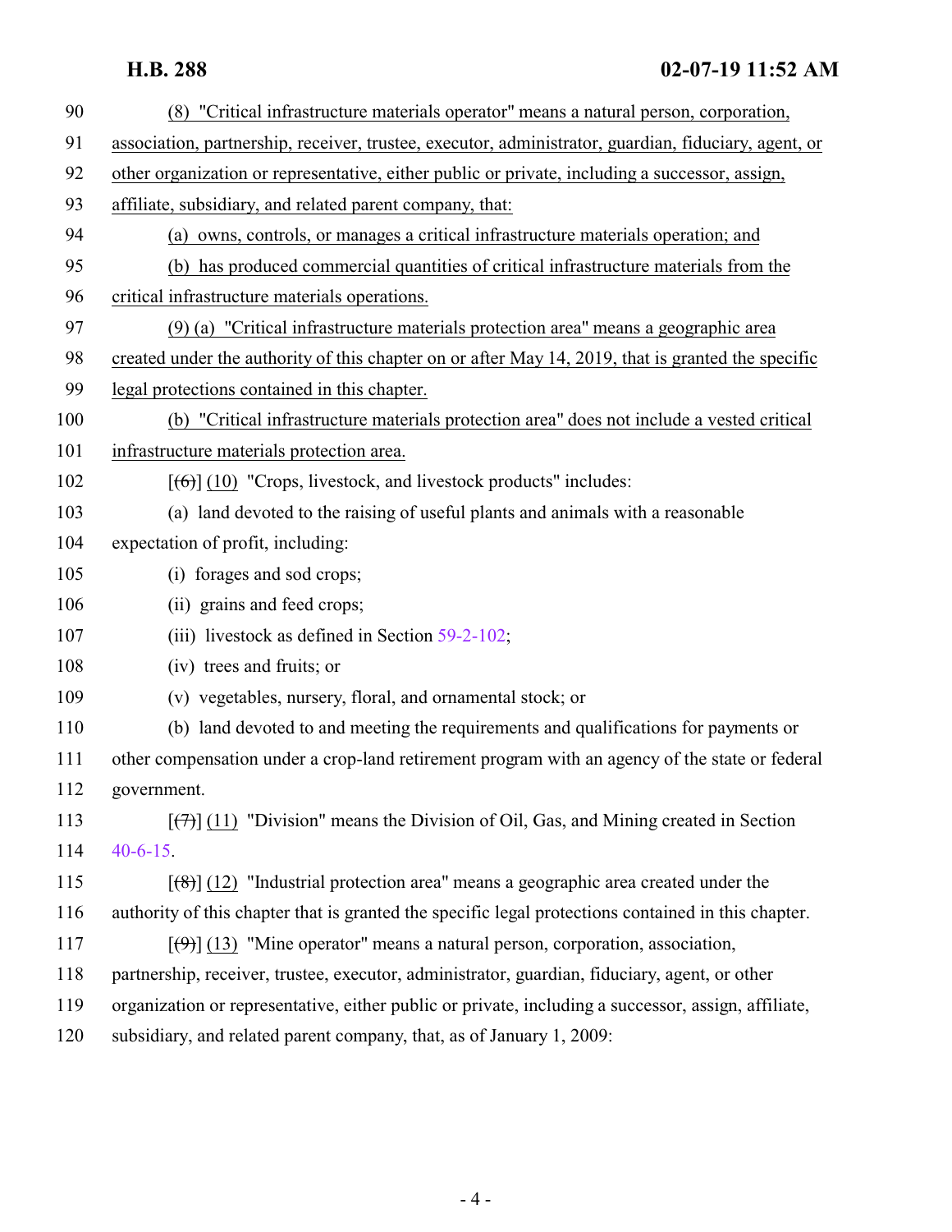90 (8) "Critical infrastructure materials operator" means a natural person, corporation,
91 association, partnership, receiver, trustee, executor, administrator, guardian, fiduciary, agent, or
92 other organization or representative, either public or private, including a successor, assign,
93 affiliate, subsidiary, and related parent company, that:
94 (a) owns, controls, or manages a critical infrastructure materials operation; and
95 (b) has produced commercial quantities of critical infrastructure materials from the
96 critical infrastructure materials operations.
97 (9) (a) "Critical infrastructure materials protection area" means a geographic area
98 created under the authority of this chapter on or after May 14, 2019, that is granted the specific
99 legal protections contained in this chapter.
100 (b) "Critical infrastructure materials protection area" does not include a vested critical
101 infrastructure materials protection area.
102 [~~(6)~~] (10) "Crops, livestock, and livestock products" includes:
103 (a) land devoted to the raising of useful plants and animals with a reasonable
104 expectation of profit, including:
105 (i) forages and sod crops;
106 (ii) grains and feed crops;
107 (iii) livestock as defined in Section 59-2-102;
108 (iv) trees and fruits; or
109 (v) vegetables, nursery, floral, and ornamental stock; or
110 (b) land devoted to and meeting the requirements and qualifications for payments or
111 other compensation under a crop-land retirement program with an agency of the state or federal
112 government.
113 [~~(7)~~] (11) "Division" means the Division of Oil, Gas, and Mining created in Section
114 40-6-15.
115 [~~(8)~~] (12) "Industrial protection area" means a geographic area created under the
116 authority of this chapter that is granted the specific legal protections contained in this chapter.
117 [~~(9)~~] (13) "Mine operator" means a natural person, corporation, association,
118 partnership, receiver, trustee, executor, administrator, guardian, fiduciary, agent, or other
119 organization or representative, either public or private, including a successor, assign, affiliate,
120 subsidiary, and related parent company, that, as of January 1, 2009: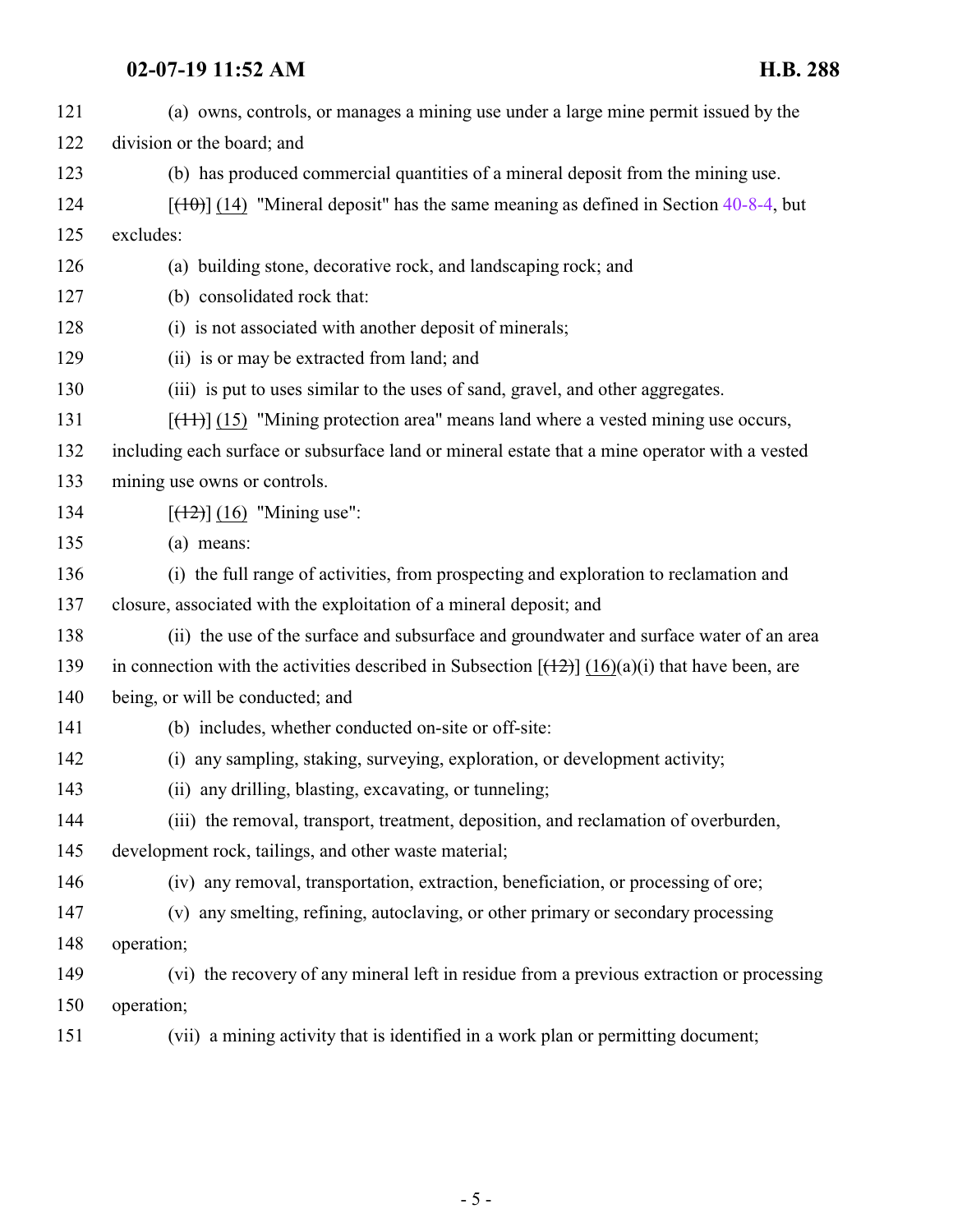(a) owns, controls, or manages a mining use under a large mine permit issued by the division or the board; and

(b) has produced commercial quantities of a mineral deposit from the mining use.

[~~(10)~~] (14) "Mineral deposit" has the same meaning as defined in Section 40-8-4, but excludes:

(a) building stone, decorative rock, and landscaping rock; and

(b) consolidated rock that:

(i) is not associated with another deposit of minerals;

(ii) is or may be extracted from land; and

(iii) is put to uses similar to the uses of sand, gravel, and other aggregates.

[~~(11)~~] (15) "Mining protection area" means land where a vested mining use occurs, including each surface or subsurface land or mineral estate that a mine operator with a vested mining use owns or controls.

[~~(12)~~] (16) "Mining use":

(a) means:

(i) the full range of activities, from prospecting and exploration to reclamation and closure, associated with the exploitation of a mineral deposit; and

(ii) the use of the surface and subsurface and groundwater and surface water of an area in connection with the activities described in Subsection [~~(12)~~] (16)(a)(i) that have been, are being, or will be conducted; and

(b) includes, whether conducted on-site or off-site:

(i) any sampling, staking, surveying, exploration, or development activity;

(ii) any drilling, blasting, excavating, or tunneling;

(iii) the removal, transport, treatment, deposition, and reclamation of overburden, development rock, tailings, and other waste material;

(iv) any removal, transportation, extraction, beneficiation, or processing of ore;

(v) any smelting, refining, autoclaving, or other primary or secondary processing operation;

(vi) the recovery of any mineral left in residue from a previous extraction or processing operation;

(vii) a mining activity that is identified in a work plan or permitting document;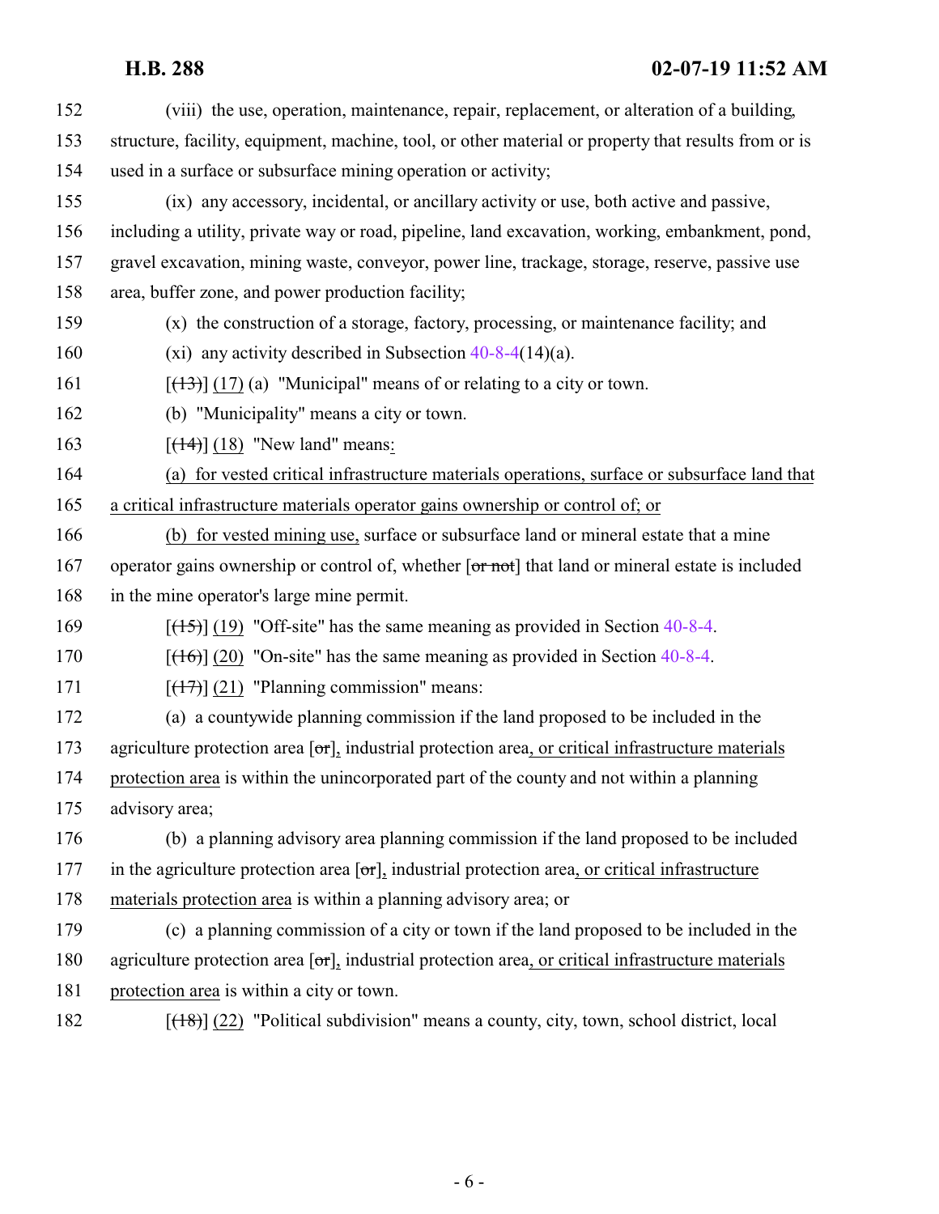(viii) the use, operation, maintenance, repair, replacement, or alteration of a building, structure, facility, equipment, machine, tool, or other material or property that results from or is used in a surface or subsurface mining operation or activity;

(ix) any accessory, incidental, or ancillary activity or use, both active and passive, including a utility, private way or road, pipeline, land excavation, working, embankment, pond, gravel excavation, mining waste, conveyor, power line, trackage, storage, reserve, passive use area, buffer zone, and power production facility;

(x) the construction of a storage, factory, processing, or maintenance facility; and

(xi) any activity described in Subsection 40-8-4(14)(a).

[~~(13)~~] (17) (a) "Municipal" means of or relating to a city or town.

(b) "Municipality" means a city or town.

[~~(14)~~] (18) "New land" means:

(a) for vested critical infrastructure materials operations, surface or subsurface land that a critical infrastructure materials operator gains ownership or control of; or

(b) for vested mining use, surface or subsurface land or mineral estate that a mine operator gains ownership or control of, whether [~~or not~~] that land or mineral estate is included in the mine operator's large mine permit.

[~~(15)~~] (19) "Off-site" has the same meaning as provided in Section 40-8-4.

[~~(16)~~] (20) "On-site" has the same meaning as provided in Section 40-8-4.

[~~(17)~~] (21) "Planning commission" means:

(a) a countywide planning commission if the land proposed to be included in the agriculture protection area [~~or~~], industrial protection area, or critical infrastructure materials protection area is within the unincorporated part of the county and not within a planning advisory area;

(b) a planning advisory area planning commission if the land proposed to be included in the agriculture protection area [~~or~~], industrial protection area, or critical infrastructure materials protection area is within a planning advisory area; or

(c) a planning commission of a city or town if the land proposed to be included in the agriculture protection area [~~or~~], industrial protection area, or critical infrastructure materials protection area is within a city or town.

[~~(18)~~] (22) "Political subdivision" means a county, city, town, school district, local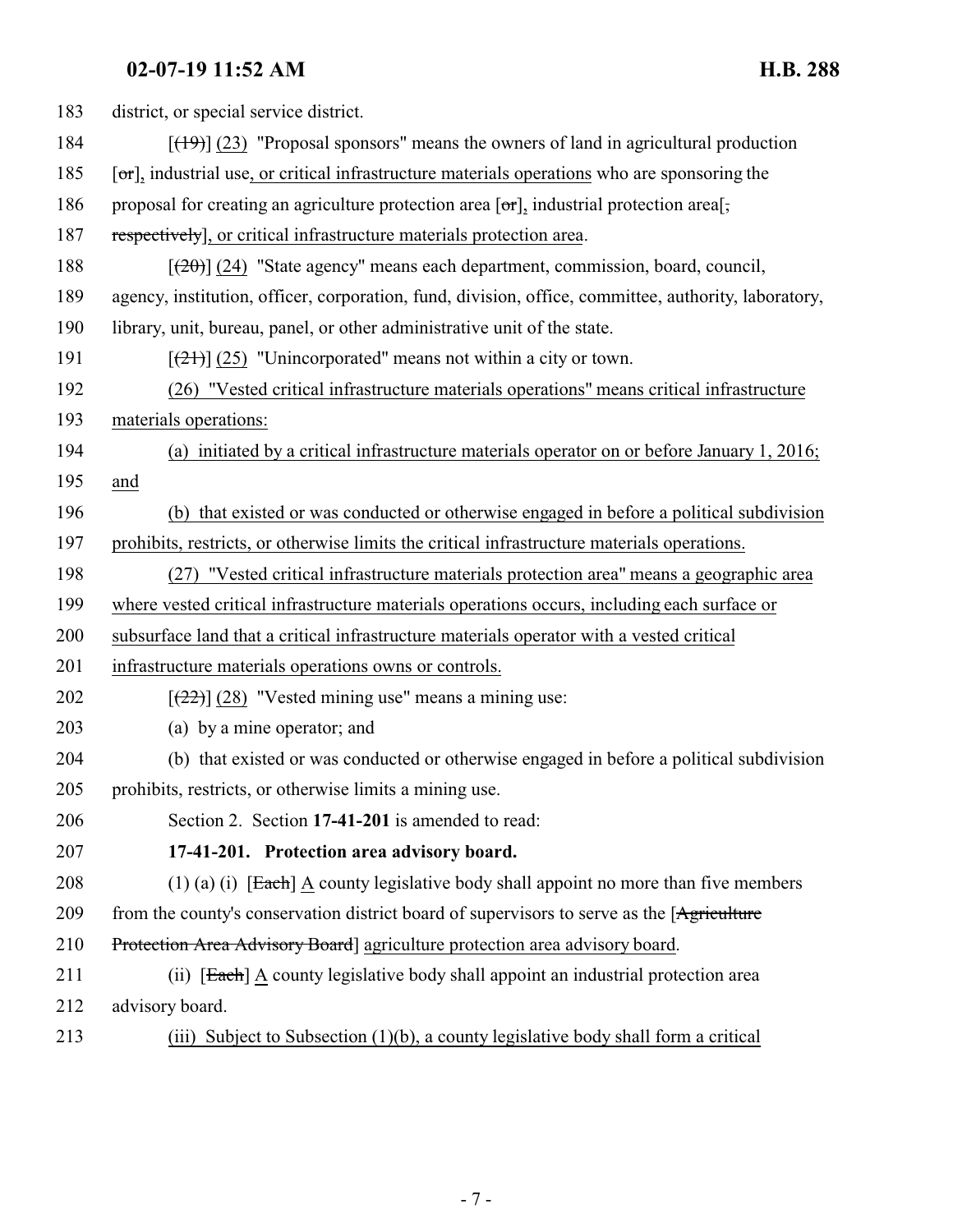district, or special service district.

[(19)] (23) "Proposal sponsors" means the owners of land in agricultural production [or], industrial use, or critical infrastructure materials operations who are sponsoring the proposal for creating an agriculture protection area [or], industrial protection area[, respectively], or critical infrastructure materials protection area.

[(20)] (24) "State agency" means each department, commission, board, council, agency, institution, officer, corporation, fund, division, office, committee, authority, laboratory, library, unit, bureau, panel, or other administrative unit of the state.

[(21)] (25) "Unincorporated" means not within a city or town.

(26) "Vested critical infrastructure materials operations" means critical infrastructure materials operations:

(a) initiated by a critical infrastructure materials operator on or before January 1, 2016; and

(b) that existed or was conducted or otherwise engaged in before a political subdivision prohibits, restricts, or otherwise limits the critical infrastructure materials operations.

(27) "Vested critical infrastructure materials protection area" means a geographic area where vested critical infrastructure materials operations occurs, including each surface or subsurface land that a critical infrastructure materials operator with a vested critical infrastructure materials operations owns or controls.

[(22)] (28) "Vested mining use" means a mining use:

(a) by a mine operator; and

(b) that existed or was conducted or otherwise engaged in before a political subdivision prohibits, restricts, or otherwise limits a mining use.

Section 2. Section **17-41-201** is amended to read:

**17-41-201. Protection area advisory board.**

(1) (a) (i) [Each] A county legislative body shall appoint no more than five members from the county's conservation district board of supervisors to serve as the [Agriculture Protection Area Advisory Board] agriculture protection area advisory board.

(ii) [Each] A county legislative body shall appoint an industrial protection area advisory board.

(iii) Subject to Subsection (1)(b), a county legislative body shall form a critical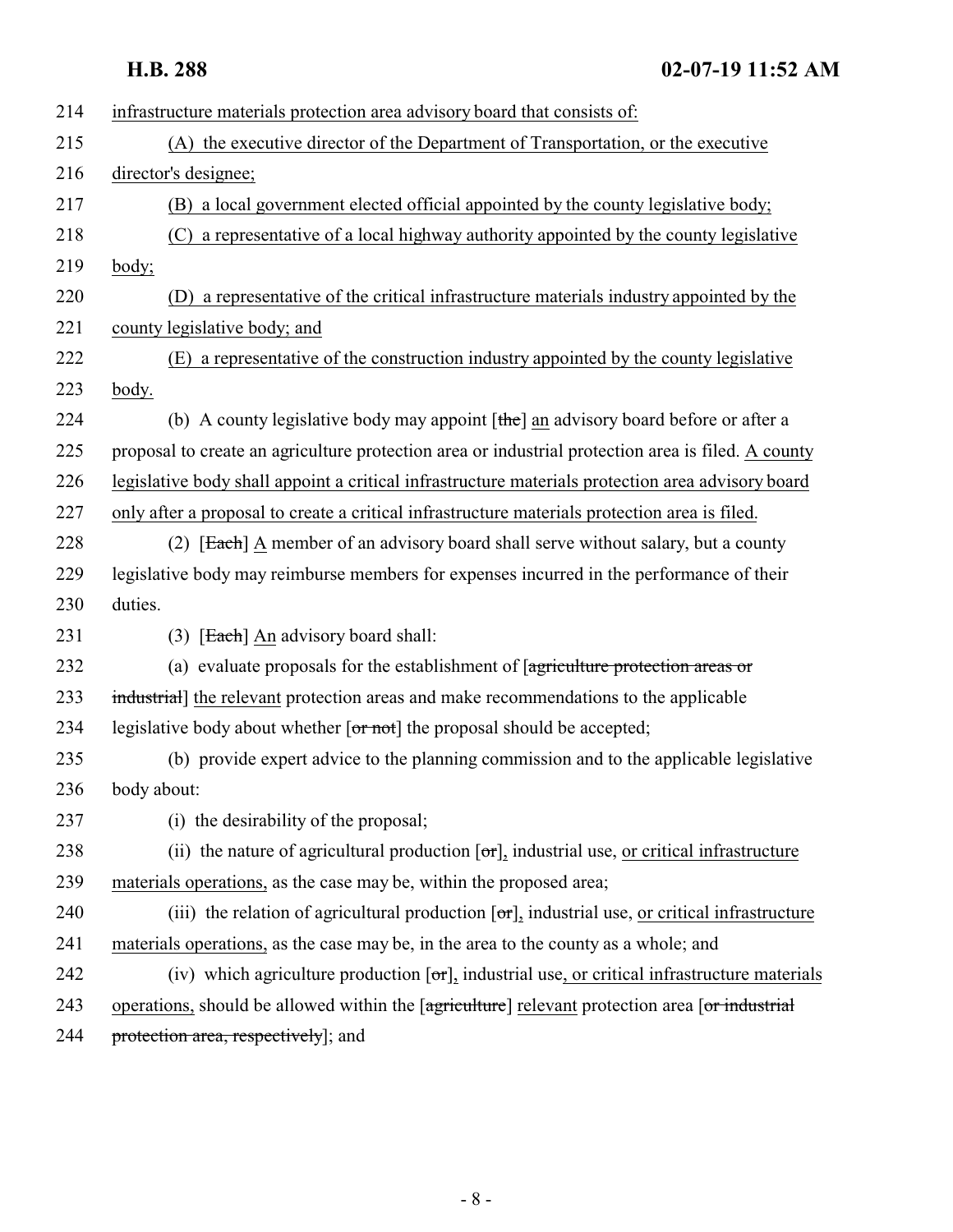214 infrastructure materials protection area advisory board that consists of:

215 (A) the executive director of the Department of Transportation, or the executive

216 director's designee;

217 (B) a local government elected official appointed by the county legislative body;

218 (C) a representative of a local highway authority appointed by the county legislative

219 body;

220 (D) a representative of the critical infrastructure materials industry appointed by the

221 county legislative body; and

222 (E) a representative of the construction industry appointed by the county legislative

223 body.

224 (b) A county legislative body may appoint [the] an advisory board before or after a

225 proposal to create an agriculture protection area or industrial protection area is filed. A county

226 legislative body shall appoint a critical infrastructure materials protection area advisory board

227 only after a proposal to create a critical infrastructure materials protection area is filed.

228 (2) [Each] A member of an advisory board shall serve without salary, but a county

229 legislative body may reimburse members for expenses incurred in the performance of their

230 duties.

231 (3) [Each] An advisory board shall:

232 (a) evaluate proposals for the establishment of [agriculture protection areas or

233 industrial] the relevant protection areas and make recommendations to the applicable

234 legislative body about whether [or not] the proposal should be accepted;

235 (b) provide expert advice to the planning commission and to the applicable legislative

236 body about:

237 (i) the desirability of the proposal;

238 (ii) the nature of agricultural production [or], industrial use, or critical infrastructure

239 materials operations, as the case may be, within the proposed area;

240 (iii) the relation of agricultural production [or], industrial use, or critical infrastructure

241 materials operations, as the case may be, in the area to the county as a whole; and

242 (iv) which agriculture production [or], industrial use, or critical infrastructure materials

243 operations, should be allowed within the [agriculture] relevant protection area [or industrial

244 protection area, respectively]; and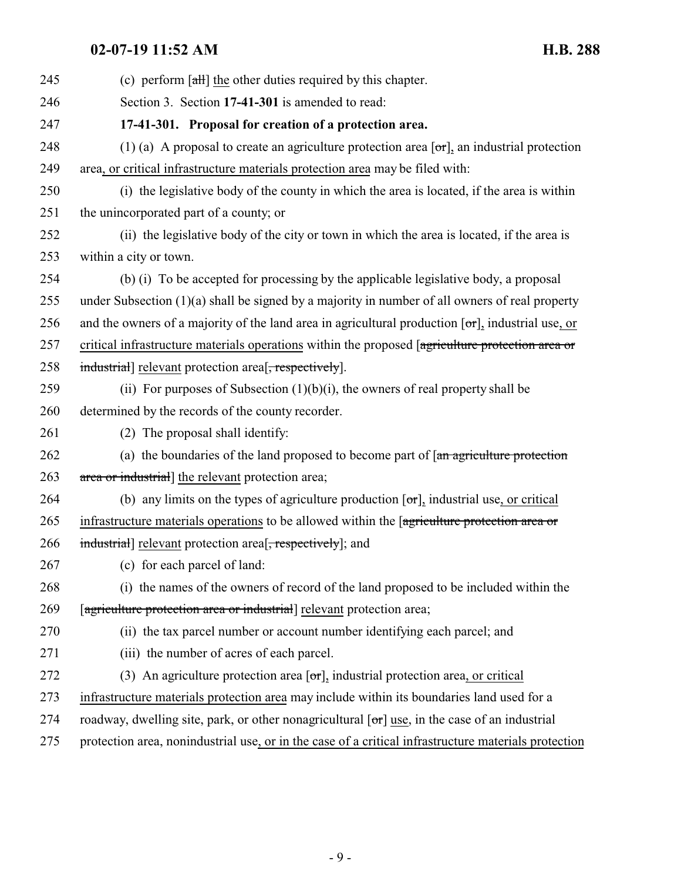245 (c) perform [all] the other duties required by this chapter.

246 Section 3. Section **17-41-301** is amended to read:

247 **17-41-301. Proposal for creation of a protection area.**

248 (1) (a) A proposal to create an agriculture protection area [or], an industrial protection

249 area, or critical infrastructure materials protection area may be filed with:

250 (i) the legislative body of the county in which the area is located, if the area is within

251 the unincorporated part of a county; or

252 (ii) the legislative body of the city or town in which the area is located, if the area is

253 within a city or town.

254 (b) (i) To be accepted for processing by the applicable legislative body, a proposal

255 under Subsection (1)(a) shall be signed by a majority in number of all owners of real property

256 and the owners of a majority of the land area in agricultural production [or], industrial use, or

257 critical infrastructure materials operations within the proposed [agriculture protection area or

258 industrial] relevant protection area[, respectively].

259 (ii) For purposes of Subsection (1)(b)(i), the owners of real property shall be

260 determined by the records of the county recorder.

261 (2) The proposal shall identify:

262 (a) the boundaries of the land proposed to become part of [an agriculture protection

263 area or industrial] the relevant protection area;

264 (b) any limits on the types of agriculture production [or], industrial use, or critical

265 infrastructure materials operations to be allowed within the [agriculture protection area or

266 industrial] relevant protection area[, respectively]; and

267 (c) for each parcel of land:

268 (i) the names of the owners of record of the land proposed to be included within the

269 [agriculture protection area or industrial] relevant protection area;

270 (ii) the tax parcel number or account number identifying each parcel; and

271 (iii) the number of acres of each parcel.

272 (3) An agriculture protection area [or], industrial protection area, or critical

273 infrastructure materials protection area may include within its boundaries land used for a

274 roadway, dwelling site, park, or other nonagricultural [or] use, in the case of an industrial

275 protection area, nonindustrial use, or in the case of a critical infrastructure materials protection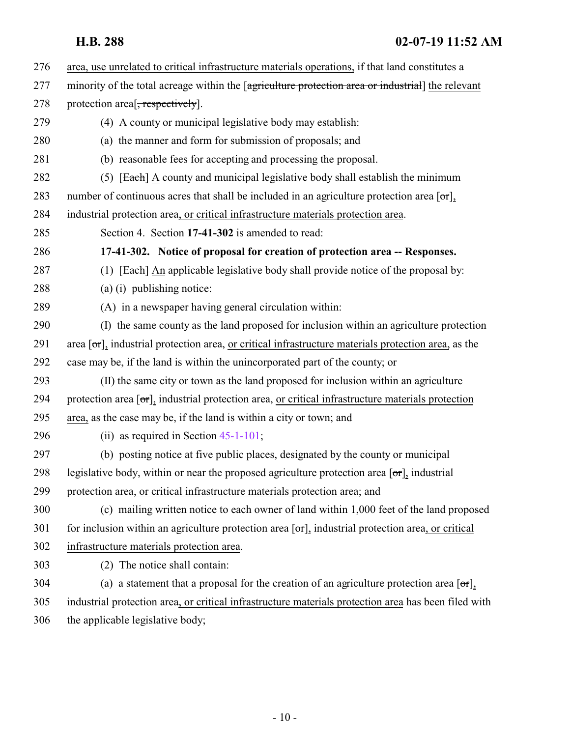area, use unrelated to critical infrastructure materials operations, if that land constitutes a minority of the total acreage within the [agriculture protection area or industrial] the relevant protection area[, respectively].

(4) A county or municipal legislative body may establish:

(a) the manner and form for submission of proposals; and

(b) reasonable fees for accepting and processing the proposal.

(5) [Each] A county and municipal legislative body shall establish the minimum number of continuous acres that shall be included in an agriculture protection area [or], industrial protection area, or critical infrastructure materials protection area.

Section 4. Section **17-41-302** is amended to read:

**17-41-302. Notice of proposal for creation of protection area -- Responses.**

(1) [Each] An applicable legislative body shall provide notice of the proposal by:

(a) (i) publishing notice:

(A) in a newspaper having general circulation within:

(I) the same county as the land proposed for inclusion within an agriculture protection area [or], industrial protection area, or critical infrastructure materials protection area, as the case may be, if the land is within the unincorporated part of the county; or

(II) the same city or town as the land proposed for inclusion within an agriculture protection area [or], industrial protection area, or critical infrastructure materials protection area, as the case may be, if the land is within a city or town; and

(ii) as required in Section 45-1-101;

(b) posting notice at five public places, designated by the county or municipal legislative body, within or near the proposed agriculture protection area [or], industrial protection area, or critical infrastructure materials protection area; and

(c) mailing written notice to each owner of land within 1,000 feet of the land proposed for inclusion within an agriculture protection area [or], industrial protection area, or critical infrastructure materials protection area.

(2) The notice shall contain:

(a) a statement that a proposal for the creation of an agriculture protection area [or], industrial protection area, or critical infrastructure materials protection area has been filed with the applicable legislative body;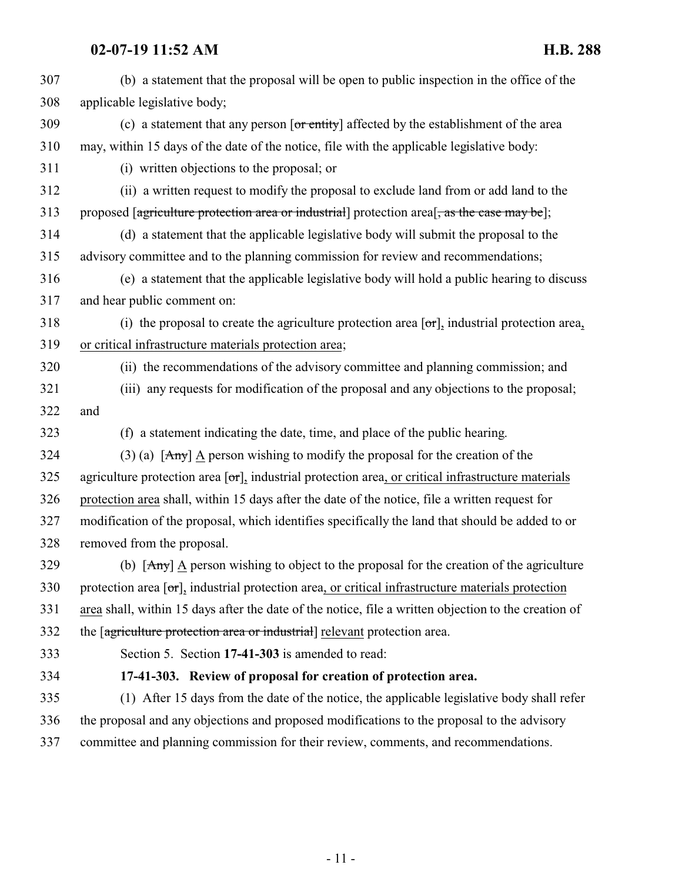(b) a statement that the proposal will be open to public inspection in the office of the applicable legislative body;

(c) a statement that any person [~~or entity~~] affected by the establishment of the area may, within 15 days of the date of the notice, file with the applicable legislative body:

(i) written objections to the proposal; or

(ii) a written request to modify the proposal to exclude land from or add land to the proposed [~~agriculture protection area or industrial~~] protection area[~~, as the case may be~~];

(d) a statement that the applicable legislative body will submit the proposal to the advisory committee and to the planning commission for review and recommendations;

(e) a statement that the applicable legislative body will hold a public hearing to discuss and hear public comment on:

(i) the proposal to create the agriculture protection area [~~or~~], industrial protection area, or critical infrastructure materials protection area;

(ii) the recommendations of the advisory committee and planning commission; and

(iii) any requests for modification of the proposal and any objections to the proposal; and

(f) a statement indicating the date, time, and place of the public hearing.

(3) (a) [~~Any~~] A person wishing to modify the proposal for the creation of the agriculture protection area [~~or~~], industrial protection area, or critical infrastructure materials protection area shall, within 15 days after the date of the notice, file a written request for modification of the proposal, which identifies specifically the land that should be added to or removed from the proposal.

(b) [~~Any~~] A person wishing to object to the proposal for the creation of the agriculture protection area [~~or~~], industrial protection area, or critical infrastructure materials protection area shall, within 15 days after the date of the notice, file a written objection to the creation of the [~~agriculture protection area or industrial~~] relevant protection area.

Section 5. Section **17-41-303** is amended to read:

**17-41-303. Review of proposal for creation of protection area.**

(1) After 15 days from the date of the notice, the applicable legislative body shall refer the proposal and any objections and proposed modifications to the proposal to the advisory committee and planning commission for their review, comments, and recommendations.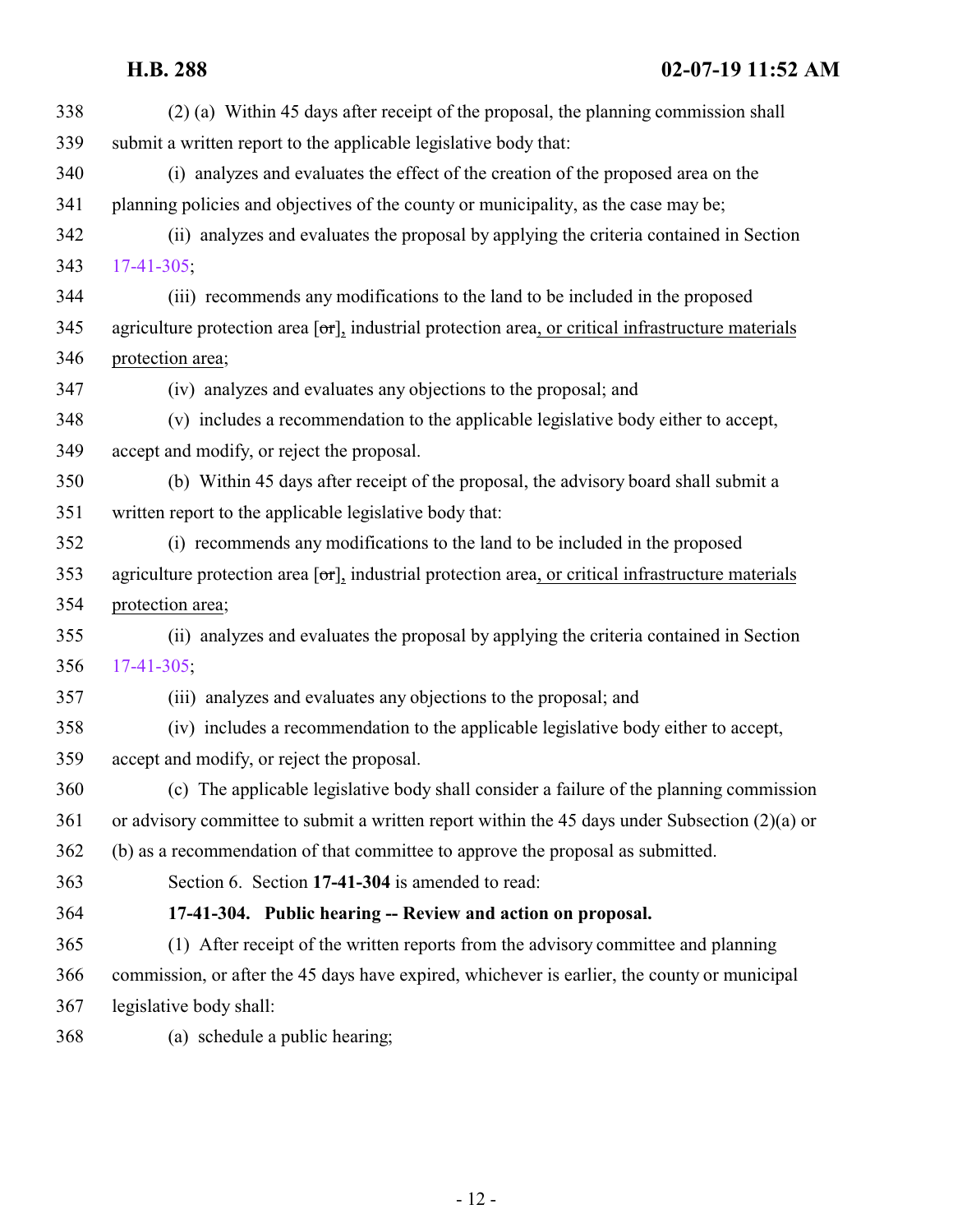(2) (a) Within 45 days after receipt of the proposal, the planning commission shall submit a written report to the applicable legislative body that:

(i) analyzes and evaluates the effect of the creation of the proposed area on the planning policies and objectives of the county or municipality, as the case may be;

(ii) analyzes and evaluates the proposal by applying the criteria contained in Section 17-41-305;

(iii) recommends any modifications to the land to be included in the proposed agriculture protection area [~~or~~], industrial protection area, or critical infrastructure materials protection area;

(iv) analyzes and evaluates any objections to the proposal; and

(v) includes a recommendation to the applicable legislative body either to accept, accept and modify, or reject the proposal.

(b) Within 45 days after receipt of the proposal, the advisory board shall submit a written report to the applicable legislative body that:

(i) recommends any modifications to the land to be included in the proposed agriculture protection area [~~or~~], industrial protection area, or critical infrastructure materials protection area;

(ii) analyzes and evaluates the proposal by applying the criteria contained in Section 17-41-305;

(iii) analyzes and evaluates any objections to the proposal; and

(iv) includes a recommendation to the applicable legislative body either to accept, accept and modify, or reject the proposal.

(c) The applicable legislative body shall consider a failure of the planning commission or advisory committee to submit a written report within the 45 days under Subsection (2)(a) or (b) as a recommendation of that committee to approve the proposal as submitted.

Section 6. Section **17-41-304** is amended to read:

**17-41-304. Public hearing -- Review and action on proposal.**

(1) After receipt of the written reports from the advisory committee and planning commission, or after the 45 days have expired, whichever is earlier, the county or municipal legislative body shall:

(a) schedule a public hearing;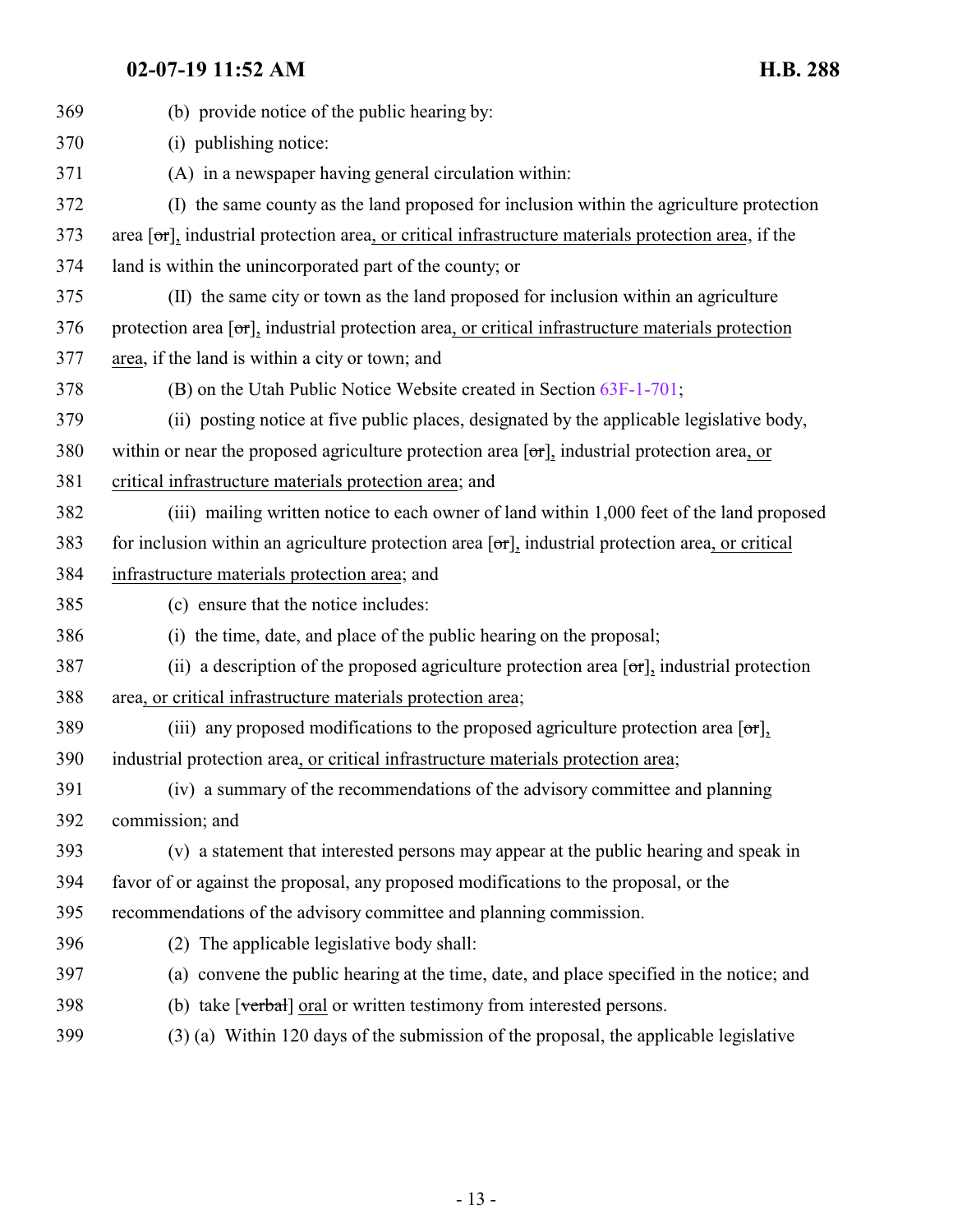(b) provide notice of the public hearing by:

(i) publishing notice:

(A) in a newspaper having general circulation within:

(I) the same county as the land proposed for inclusion within the agriculture protection area [~~or~~], industrial protection area, or critical infrastructure materials protection area, if the land is within the unincorporated part of the county; or

(II) the same city or town as the land proposed for inclusion within an agriculture protection area [~~or~~], industrial protection area, or critical infrastructure materials protection area, if the land is within a city or town; and

(B) on the Utah Public Notice Website created in Section 63F-1-701;

(ii) posting notice at five public places, designated by the applicable legislative body, within or near the proposed agriculture protection area [~~or~~], industrial protection area, or critical infrastructure materials protection area; and

(iii) mailing written notice to each owner of land within 1,000 feet of the land proposed for inclusion within an agriculture protection area [~~or~~], industrial protection area, or critical infrastructure materials protection area; and

(c) ensure that the notice includes:

(i) the time, date, and place of the public hearing on the proposal;

(ii) a description of the proposed agriculture protection area [~~or~~], industrial protection area, or critical infrastructure materials protection area;

(iii) any proposed modifications to the proposed agriculture protection area [~~or~~], industrial protection area, or critical infrastructure materials protection area;

(iv) a summary of the recommendations of the advisory committee and planning commission; and

(v) a statement that interested persons may appear at the public hearing and speak in favor of or against the proposal, any proposed modifications to the proposal, or the recommendations of the advisory committee and planning commission.

(2) The applicable legislative body shall:

(a) convene the public hearing at the time, date, and place specified in the notice; and

(b) take [~~verbal~~] oral or written testimony from interested persons.

(3) (a) Within 120 days of the submission of the proposal, the applicable legislative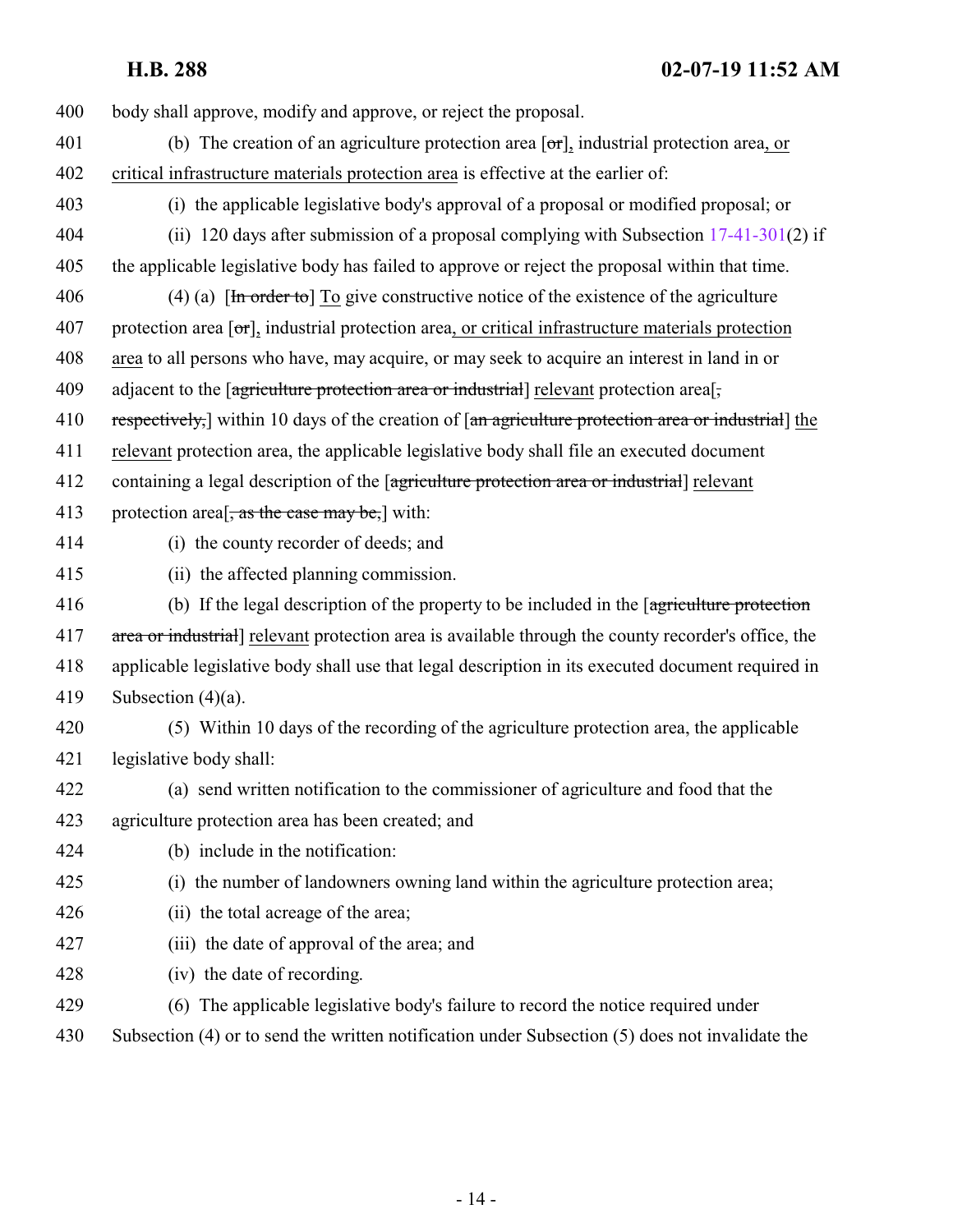400 body shall approve, modify and approve, or reject the proposal.

401 (b) The creation of an agriculture protection area [~~or~~], industrial protection area, or
402 critical infrastructure materials protection area is effective at the earlier of:

403 (i) the applicable legislative body's approval of a proposal or modified proposal; or

404 (ii) 120 days after submission of a proposal complying with Subsection 17-41-301(2) if
405 the applicable legislative body has failed to approve or reject the proposal within that time.

406 (4) (a) [~~In order to~~] To give constructive notice of the existence of the agriculture
407 protection area [~~or~~], industrial protection area, or critical infrastructure materials protection
408 area to all persons who have, may acquire, or may seek to acquire an interest in land in or
409 adjacent to the [~~agriculture protection area or industrial~~] relevant protection area[~~,~~
410 ~~respectively,~~] within 10 days of the creation of [~~an agriculture protection area or industrial~~] the
411 relevant protection area, the applicable legislative body shall file an executed document
412 containing a legal description of the [~~agriculture protection area or industrial~~] relevant
413 protection area[~~, as the case may be,~~] with:

414 (i) the county recorder of deeds; and

415 (ii) the affected planning commission.

416 (b) If the legal description of the property to be included in the [~~agriculture protection~~
417 ~~area or industrial~~] relevant protection area is available through the county recorder's office, the
418 applicable legislative body shall use that legal description in its executed document required in
419 Subsection (4)(a).

420 (5) Within 10 days of the recording of the agriculture protection area, the applicable
421 legislative body shall:

422 (a) send written notification to the commissioner of agriculture and food that the
423 agriculture protection area has been created; and

424 (b) include in the notification:

425 (i) the number of landowners owning land within the agriculture protection area;

426 (ii) the total acreage of the area;

427 (iii) the date of approval of the area; and

428 (iv) the date of recording.

429 (6) The applicable legislative body's failure to record the notice required under
430 Subsection (4) or to send the written notification under Subsection (5) does not invalidate the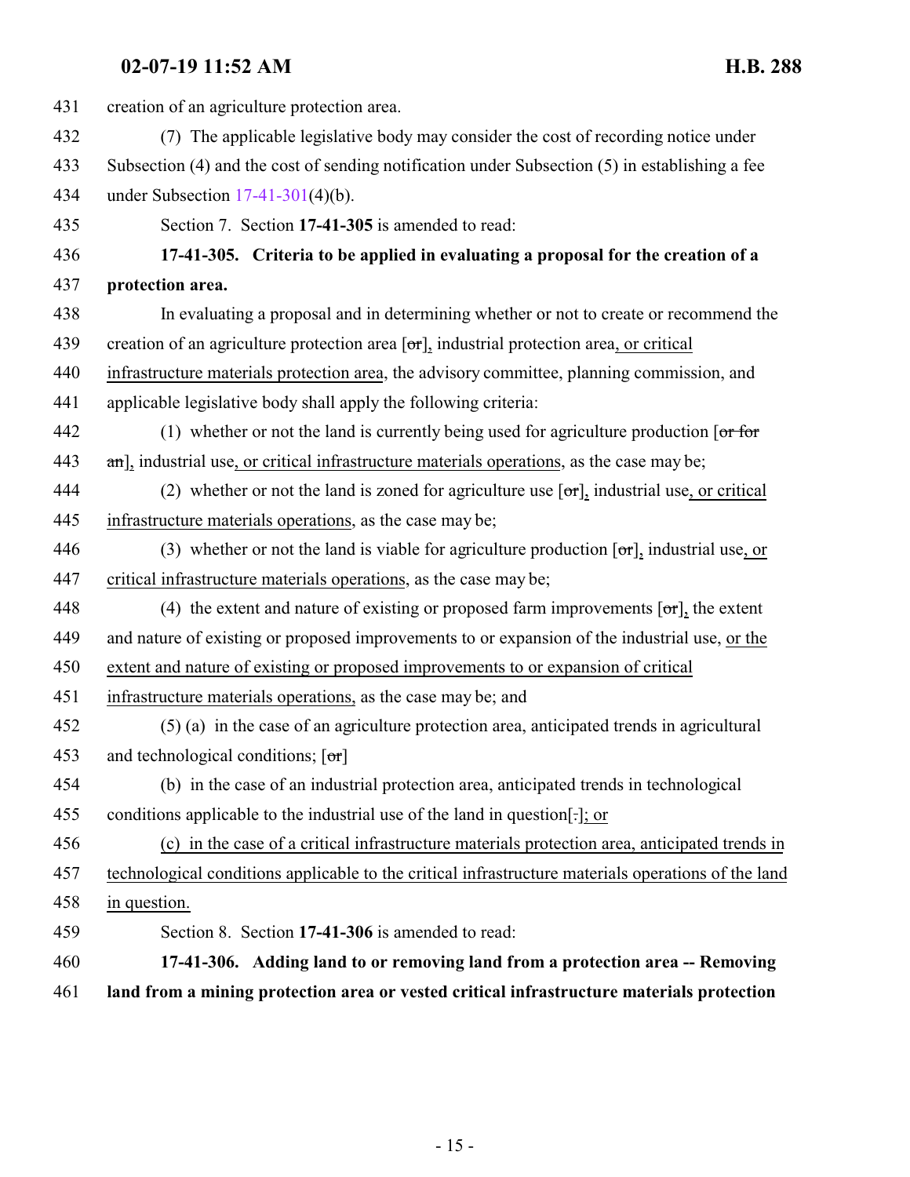creation of an agriculture protection area.

(7) The applicable legislative body may consider the cost of recording notice under Subsection (4) and the cost of sending notification under Subsection (5) in establishing a fee under Subsection 17-41-301(4)(b).

Section 7. Section **17-41-305** is amended to read:

**17-41-305. Criteria to be applied in evaluating a proposal for the creation of a protection area.**

In evaluating a proposal and in determining whether or not to create or recommend the creation of an agriculture protection area [~~or~~], industrial protection area, or critical infrastructure materials protection area, the advisory committee, planning commission, and applicable legislative body shall apply the following criteria:

(1) whether or not the land is currently being used for agriculture production [~~or for an~~], industrial use, or critical infrastructure materials operations, as the case may be;

(2) whether or not the land is zoned for agriculture use [~~or~~], industrial use, or critical infrastructure materials operations, as the case may be;

(3) whether or not the land is viable for agriculture production [~~or~~], industrial use, or critical infrastructure materials operations, as the case may be;

(4) the extent and nature of existing or proposed farm improvements [~~or~~], the extent and nature of existing or proposed improvements to or expansion of the industrial use, or the extent and nature of existing or proposed improvements to or expansion of critical infrastructure materials operations, as the case may be; and

(5) (a) in the case of an agriculture protection area, anticipated trends in agricultural and technological conditions; [~~or~~]

(b) in the case of an industrial protection area, anticipated trends in technological conditions applicable to the industrial use of the land in question[~~.~~]; or

(c) in the case of a critical infrastructure materials protection area, anticipated trends in technological conditions applicable to the critical infrastructure materials operations of the land in question.

Section 8. Section **17-41-306** is amended to read:

**17-41-306. Adding land to or removing land from a protection area -- Removing land from a mining protection area or vested critical infrastructure materials protection**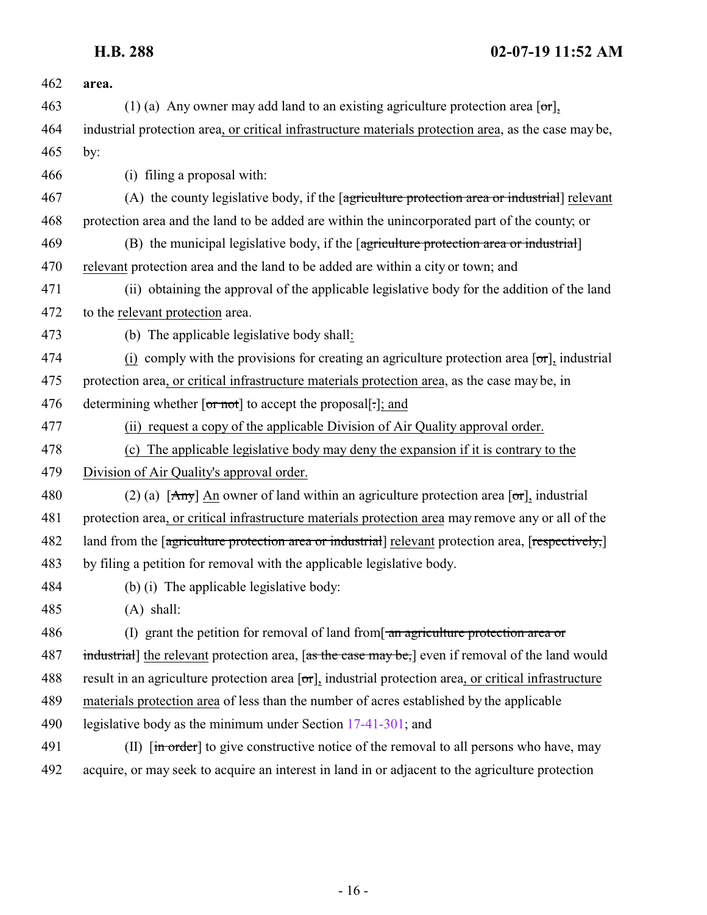462 **area.**

463 (1) (a) Any owner may add land to an existing agriculture protection area [~~or~~], 464 industrial protection area, or critical infrastructure materials protection area, as the case may be, 465 by:

466 (i) filing a proposal with:

467 (A) the county legislative body, if the [~~agriculture protection area or industrial~~] relevant 468 protection area and the land to be added are within the unincorporated part of the county; or

469 (B) the municipal legislative body, if the [~~agriculture protection area or industrial~~] 470 relevant protection area and the land to be added are within a city or town; and

471 (ii) obtaining the approval of the applicable legislative body for the addition of the land 472 to the relevant protection area.

473 (b) The applicable legislative body shall:

474 (i) comply with the provisions for creating an agriculture protection area [~~or~~], industrial 475 protection area, or critical infrastructure materials protection area, as the case may be, in 476 determining whether [~~or not~~] to accept the proposal[~~.~~]; and

477 (ii) request a copy of the applicable Division of Air Quality approval order.

478 (c) The applicable legislative body may deny the expansion if it is contrary to the 479 Division of Air Quality's approval order.

480 (2) (a) [~~Any~~] An owner of land within an agriculture protection area [~~or~~], industrial 481 protection area, or critical infrastructure materials protection area may remove any or all of the 482 land from the [~~agriculture protection area or industrial~~] relevant protection area, [~~respectively,~~] 483 by filing a petition for removal with the applicable legislative body.

484 (b) (i) The applicable legislative body:

485 (A) shall:

486 (I) grant the petition for removal of land from[~~ an agriculture protection area or~~ 487 ~~industrial~~] the relevant protection area, [~~as the case may be,~~] even if removal of the land would 488 result in an agriculture protection area [~~or~~], industrial protection area, or critical infrastructure 489 materials protection area of less than the number of acres established by the applicable 490 legislative body as the minimum under Section 17-41-301; and

491 (II) [~~in order~~] to give constructive notice of the removal to all persons who have, may 492 acquire, or may seek to acquire an interest in land in or adjacent to the agriculture protection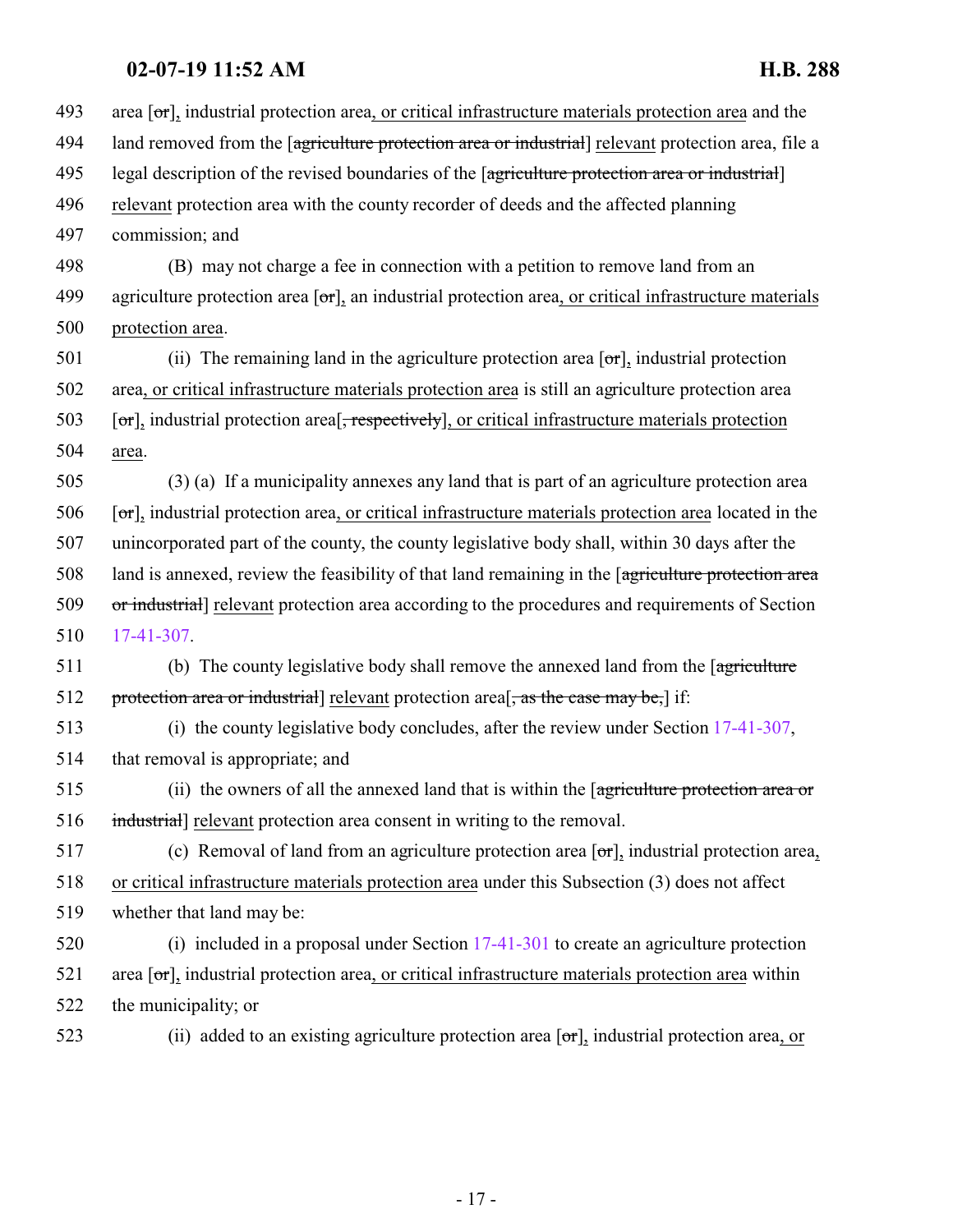493 area [~~or~~], industrial protection area, or critical infrastructure materials protection area and the
494 land removed from the [~~agriculture protection area or industrial~~] relevant protection area, file a
495 legal description of the revised boundaries of the [~~agriculture protection area or industrial~~]
496 relevant protection area with the county recorder of deeds and the affected planning
497 commission; and

498 (B) may not charge a fee in connection with a petition to remove land from an
499 agriculture protection area [~~or~~], an industrial protection area, or critical infrastructure materials
500 protection area.

501 (ii) The remaining land in the agriculture protection area [~~or~~], industrial protection
502 area, or critical infrastructure materials protection area is still an agriculture protection area
503 [~~or~~], industrial protection area[~~, respectively~~], or critical infrastructure materials protection
504 area.

505 (3) (a) If a municipality annexes any land that is part of an agriculture protection area
506 [~~or~~], industrial protection area, or critical infrastructure materials protection area located in the
507 unincorporated part of the county, the county legislative body shall, within 30 days after the
508 land is annexed, review the feasibility of that land remaining in the [~~agriculture protection area~~
509 ~~or industrial~~] relevant protection area according to the procedures and requirements of Section
510 17-41-307.

511 (b) The county legislative body shall remove the annexed land from the [~~agriculture~~
512 ~~protection area or industrial~~] relevant protection area[~~, as the case may be,~~] if:

513 (i) the county legislative body concludes, after the review under Section 17-41-307,
514 that removal is appropriate; and

515 (ii) the owners of all the annexed land that is within the [~~agriculture protection area or~~
516 ~~industrial~~] relevant protection area consent in writing to the removal.

517 (c) Removal of land from an agriculture protection area [~~or~~], industrial protection area,
518 or critical infrastructure materials protection area under this Subsection (3) does not affect
519 whether that land may be:

520 (i) included in a proposal under Section 17-41-301 to create an agriculture protection
521 area [~~or~~], industrial protection area, or critical infrastructure materials protection area within
522 the municipality; or

523 (ii) added to an existing agriculture protection area [~~or~~], industrial protection area, or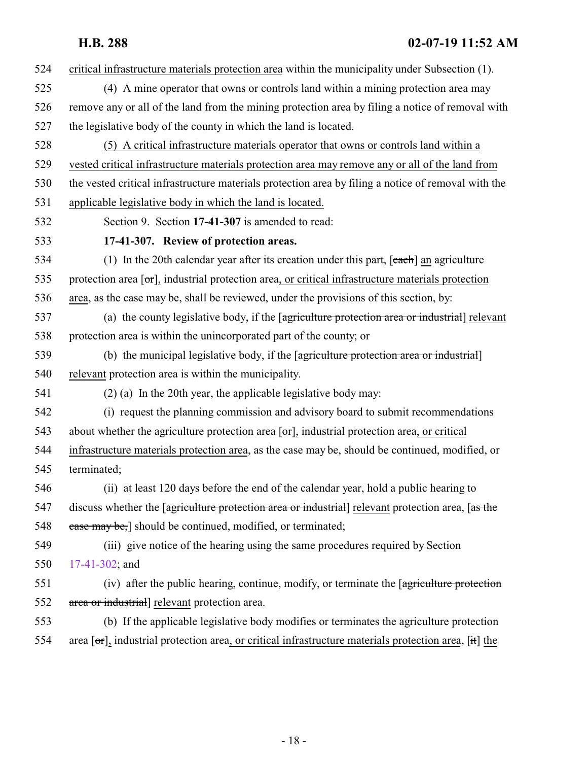524 critical infrastructure materials protection area within the municipality under Subsection (1).

525 (4) A mine operator that owns or controls land within a mining protection area may

526 remove any or all of the land from the mining protection area by filing a notice of removal with

527 the legislative body of the county in which the land is located.

528 (5) A critical infrastructure materials operator that owns or controls land within a

529 vested critical infrastructure materials protection area may remove any or all of the land from

530 the vested critical infrastructure materials protection area by filing a notice of removal with the

531 applicable legislative body in which the land is located.

532 Section 9. Section **17-41-307** is amended to read:

533 **17-41-307. Review of protection areas.**

534 (1) In the 20th calendar year after its creation under this part, [each] an agriculture

535 protection area [or], industrial protection area, or critical infrastructure materials protection

536 area, as the case may be, shall be reviewed, under the provisions of this section, by:

537 (a) the county legislative body, if the [agriculture protection area or industrial] relevant

538 protection area is within the unincorporated part of the county; or

539 (b) the municipal legislative body, if the [agriculture protection area or industrial]

540 relevant protection area is within the municipality.

541 (2) (a) In the 20th year, the applicable legislative body may:

542 (i) request the planning commission and advisory board to submit recommendations

543 about whether the agriculture protection area [or], industrial protection area, or critical

544 infrastructure materials protection area, as the case may be, should be continued, modified, or

545 terminated;

546 (ii) at least 120 days before the end of the calendar year, hold a public hearing to

547 discuss whether the [agriculture protection area or industrial] relevant protection area, [as the

548 case may be,] should be continued, modified, or terminated;

549 (iii) give notice of the hearing using the same procedures required by Section

550 17-41-302; and

551 (iv) after the public hearing, continue, modify, or terminate the [agriculture protection

552 area or industrial] relevant protection area.

553 (b) If the applicable legislative body modifies or terminates the agriculture protection

554 area [or], industrial protection area, or critical infrastructure materials protection area, [it] the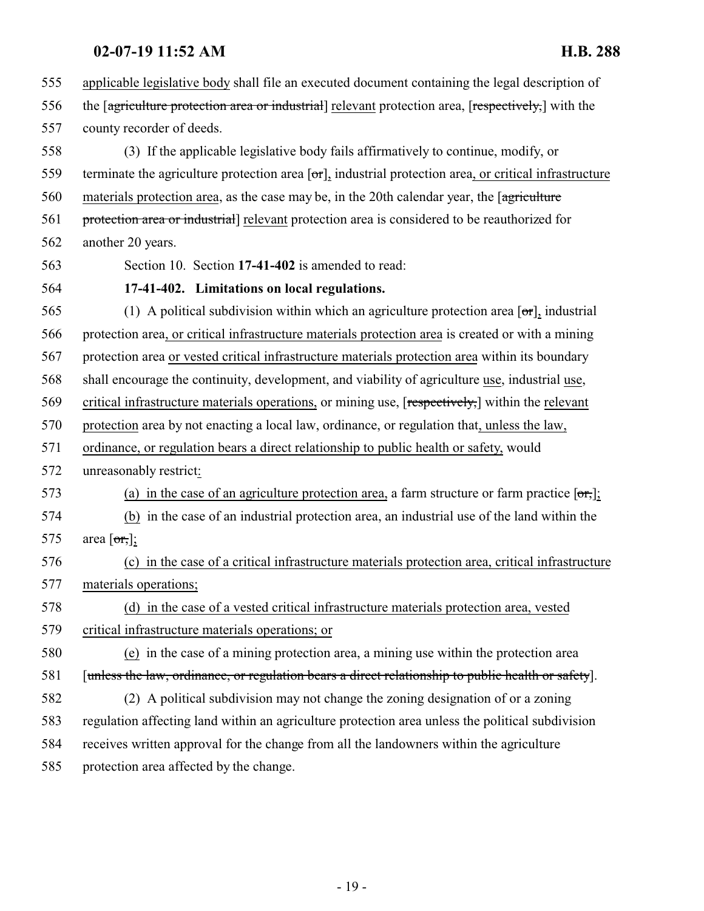555 applicable legislative body shall file an executed document containing the legal description of
556 the [~~agriculture protection area or industrial~~] relevant protection area, [~~respectively,~~] with the
557 county recorder of deeds.

558 (3) If the applicable legislative body fails affirmatively to continue, modify, or
559 terminate the agriculture protection area [~~or~~], industrial protection area, or critical infrastructure
560 materials protection area, as the case may be, in the 20th calendar year, the [~~agriculture~~
561 ~~protection area or industrial~~] relevant protection area is considered to be reauthorized for
562 another 20 years.

563 Section 10. Section **17-41-402** is amended to read:

564 **17-41-402. Limitations on local regulations.**

565 (1) A political subdivision within which an agriculture protection area [~~or~~], industrial
566 protection area, or critical infrastructure materials protection area is created or with a mining
567 protection area or vested critical infrastructure materials protection area within its boundary
568 shall encourage the continuity, development, and viability of agriculture use, industrial use,
569 critical infrastructure materials operations, or mining use, [~~respectively,~~] within the relevant
570 protection area by not enacting a local law, ordinance, or regulation that, unless the law,
571 ordinance, or regulation bears a direct relationship to public health or safety, would
572 unreasonably restrict:

573 (a) in the case of an agriculture protection area, a farm structure or farm practice [~~or,~~];

574 (b) in the case of an industrial protection area, an industrial use of the land within the
575 area [~~or,~~];

576 (c) in the case of a critical infrastructure materials protection area, critical infrastructure
577 materials operations;

578 (d) in the case of a vested critical infrastructure materials protection area, vested
579 critical infrastructure materials operations; or

580 (e) in the case of a mining protection area, a mining use within the protection area
581 [~~unless the law, ordinance, or regulation bears a direct relationship to public health or safety~~].

582 (2) A political subdivision may not change the zoning designation of or a zoning
583 regulation affecting land within an agriculture protection area unless the political subdivision
584 receives written approval for the change from all the landowners within the agriculture
585 protection area affected by the change.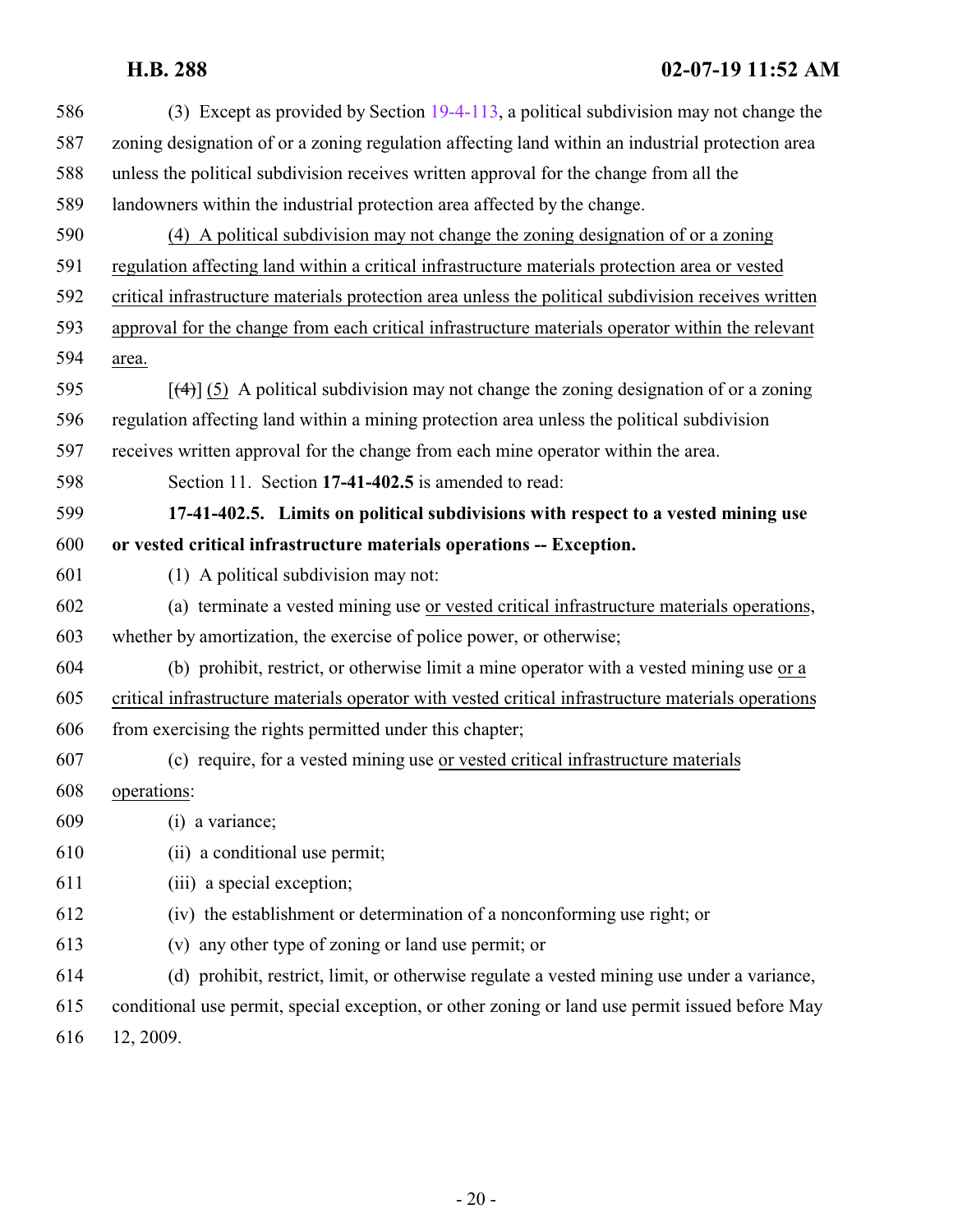(3) Except as provided by Section 19-4-113, a political subdivision may not change the zoning designation of or a zoning regulation affecting land within an industrial protection area unless the political subdivision receives written approval for the change from all the landowners within the industrial protection area affected by the change.

(4) A political subdivision may not change the zoning designation of or a zoning regulation affecting land within a critical infrastructure materials protection area or vested critical infrastructure materials protection area unless the political subdivision receives written approval for the change from each critical infrastructure materials operator within the relevant area.

[(4)] (5) A political subdivision may not change the zoning designation of or a zoning regulation affecting land within a mining protection area unless the political subdivision receives written approval for the change from each mine operator within the area.

Section 11. Section **17-41-402.5** is amended to read:

**17-41-402.5. Limits on political subdivisions with respect to a vested mining use or vested critical infrastructure materials operations -- Exception.**

(1) A political subdivision may not:

(a) terminate a vested mining use or vested critical infrastructure materials operations, whether by amortization, the exercise of police power, or otherwise;

(b) prohibit, restrict, or otherwise limit a mine operator with a vested mining use or a critical infrastructure materials operator with vested critical infrastructure materials operations from exercising the rights permitted under this chapter;

(c) require, for a vested mining use or vested critical infrastructure materials operations:

(i) a variance;

(ii) a conditional use permit;

(iii) a special exception;

(iv) the establishment or determination of a nonconforming use right; or

(v) any other type of zoning or land use permit; or

(d) prohibit, restrict, limit, or otherwise regulate a vested mining use under a variance, conditional use permit, special exception, or other zoning or land use permit issued before May 12, 2009.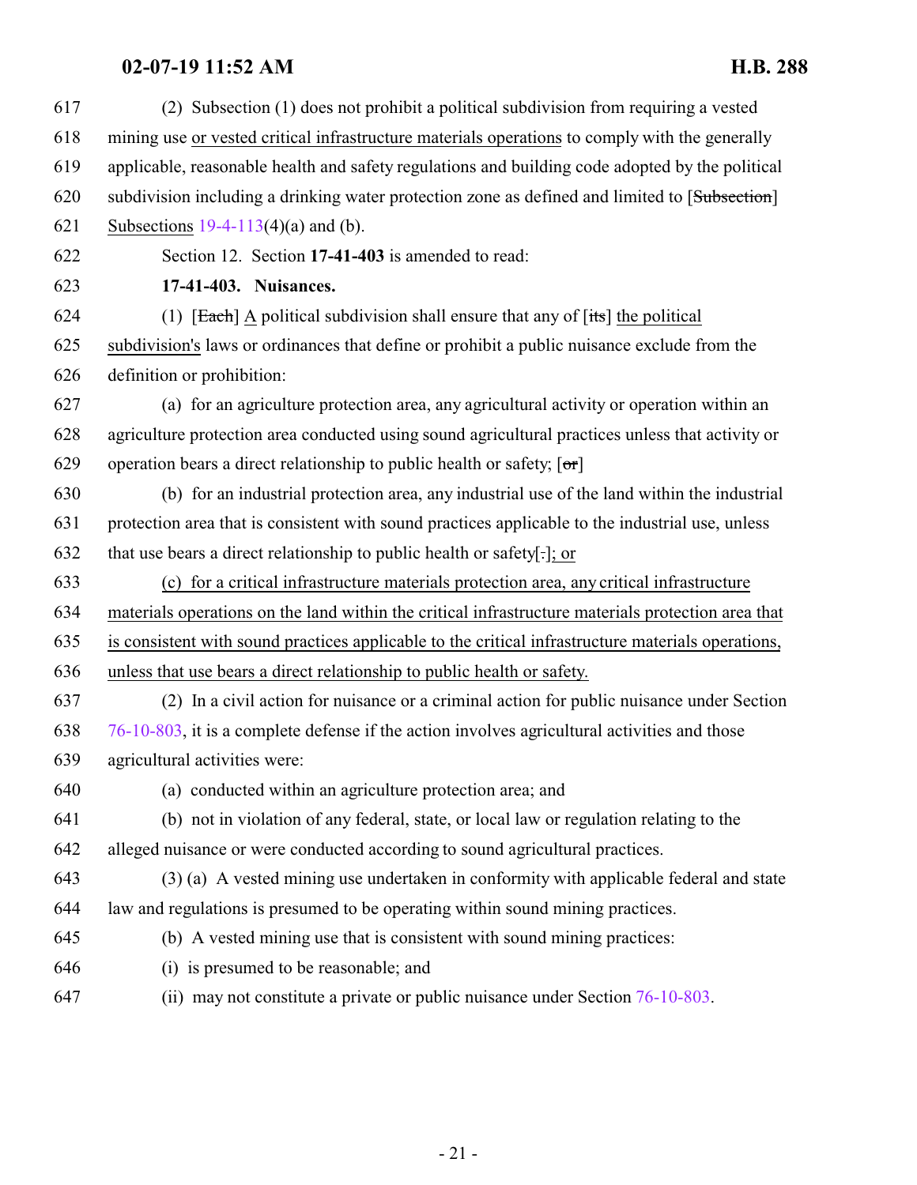(2) Subsection (1) does not prohibit a political subdivision from requiring a vested mining use or vested critical infrastructure materials operations to comply with the generally applicable, reasonable health and safety regulations and building code adopted by the political subdivision including a drinking water protection zone as defined and limited to [~~Subsection~~] Subsections 19-4-113(4)(a) and (b).

Section 12. Section **17-41-403** is amended to read:

**17-41-403. Nuisances.**

(1) [~~Each~~] A political subdivision shall ensure that any of [~~its~~] the political subdivision's laws or ordinances that define or prohibit a public nuisance exclude from the definition or prohibition:

(a) for an agriculture protection area, any agricultural activity or operation within an agriculture protection area conducted using sound agricultural practices unless that activity or operation bears a direct relationship to public health or safety; [~~or~~]

(b) for an industrial protection area, any industrial use of the land within the industrial protection area that is consistent with sound practices applicable to the industrial use, unless that use bears a direct relationship to public health or safety[~~.~~]; or

(c) for a critical infrastructure materials protection area, any critical infrastructure materials operations on the land within the critical infrastructure materials protection area that is consistent with sound practices applicable to the critical infrastructure materials operations, unless that use bears a direct relationship to public health or safety.

(2) In a civil action for nuisance or a criminal action for public nuisance under Section 76-10-803, it is a complete defense if the action involves agricultural activities and those agricultural activities were:

(a) conducted within an agriculture protection area; and

(b) not in violation of any federal, state, or local law or regulation relating to the alleged nuisance or were conducted according to sound agricultural practices.

(3) (a) A vested mining use undertaken in conformity with applicable federal and state law and regulations is presumed to be operating within sound mining practices.

(b) A vested mining use that is consistent with sound mining practices:

(i) is presumed to be reasonable; and

(ii) may not constitute a private or public nuisance under Section 76-10-803.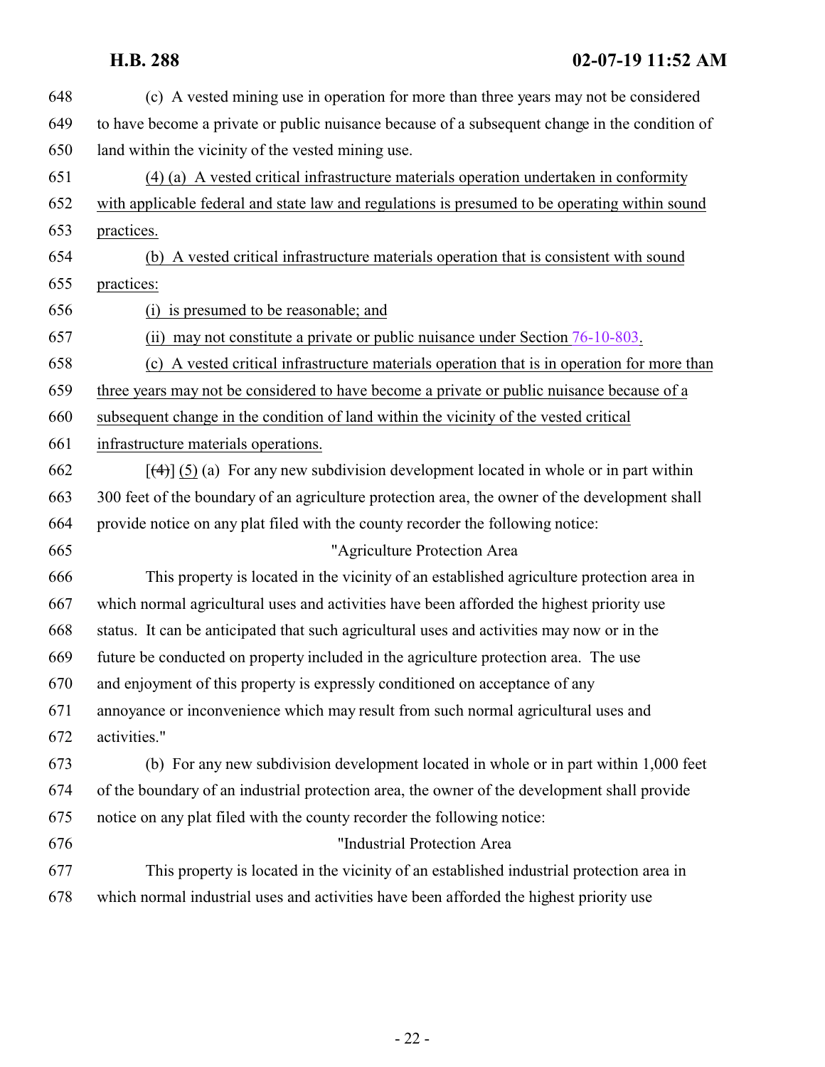648 (c) A vested mining use in operation for more than three years may not be considered
649 to have become a private or public nuisance because of a subsequent change in the condition of
650 land within the vicinity of the vested mining use.

651 (4) (a) A vested critical infrastructure materials operation undertaken in conformity
652 with applicable federal and state law and regulations is presumed to be operating within sound
653 practices.

654 (b) A vested critical infrastructure materials operation that is consistent with sound
655 practices:

656 (i) is presumed to be reasonable; and

657 (ii) may not constitute a private or public nuisance under Section 76-10-803.

658 (c) A vested critical infrastructure materials operation that is in operation for more than
659 three years may not be considered to have become a private or public nuisance because of a
660 subsequent change in the condition of land within the vicinity of the vested critical
661 infrastructure materials operations.

662 [~~(4)~~] (5) (a) For any new subdivision development located in whole or in part within
663 300 feet of the boundary of an agriculture protection area, the owner of the development shall
664 provide notice on any plat filed with the county recorder the following notice:

665 "Agriculture Protection Area

666 This property is located in the vicinity of an established agriculture protection area in
667 which normal agricultural uses and activities have been afforded the highest priority use
668 status. It can be anticipated that such agricultural uses and activities may now or in the
669 future be conducted on property included in the agriculture protection area. The use
670 and enjoyment of this property is expressly conditioned on acceptance of any
671 annoyance or inconvenience which may result from such normal agricultural uses and
672 activities."

673 (b) For any new subdivision development located in whole or in part within 1,000 feet
674 of the boundary of an industrial protection area, the owner of the development shall provide
675 notice on any plat filed with the county recorder the following notice:

676 "Industrial Protection Area

677 This property is located in the vicinity of an established industrial protection area in
678 which normal industrial uses and activities have been afforded the highest priority use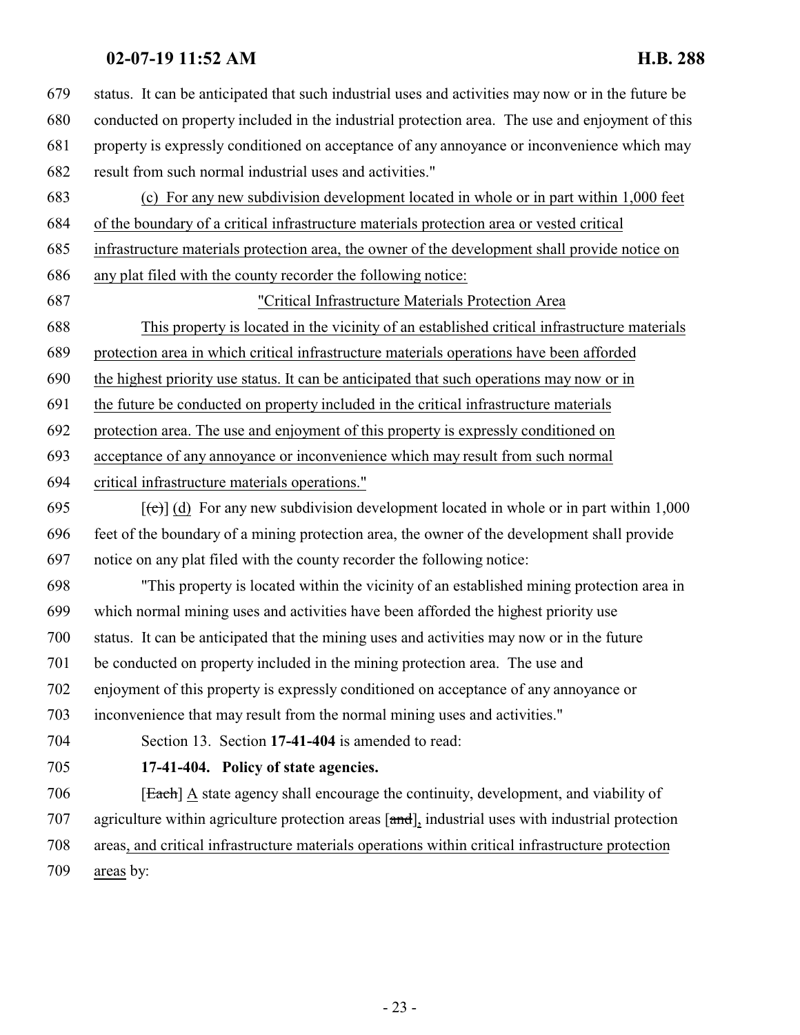status. It can be anticipated that such industrial uses and activities may now or in the future be conducted on property included in the industrial protection area. The use and enjoyment of this property is expressly conditioned on acceptance of any annoyance or inconvenience which may result from such normal industrial uses and activities."

(c) For any new subdivision development located in whole or in part within 1,000 feet of the boundary of a critical infrastructure materials protection area or vested critical infrastructure materials protection area, the owner of the development shall provide notice on any plat filed with the county recorder the following notice:

"Critical Infrastructure Materials Protection Area

This property is located in the vicinity of an established critical infrastructure materials protection area in which critical infrastructure materials operations have been afforded the highest priority use status. It can be anticipated that such operations may now or in the future be conducted on property included in the critical infrastructure materials protection area. The use and enjoyment of this property is expressly conditioned on acceptance of any annoyance or inconvenience which may result from such normal critical infrastructure materials operations."

[~~(c)~~] (d) For any new subdivision development located in whole or in part within 1,000 feet of the boundary of a mining protection area, the owner of the development shall provide notice on any plat filed with the county recorder the following notice:

"This property is located within the vicinity of an established mining protection area in which normal mining uses and activities have been afforded the highest priority use status. It can be anticipated that the mining uses and activities may now or in the future be conducted on property included in the mining protection area. The use and enjoyment of this property is expressly conditioned on acceptance of any annoyance or inconvenience that may result from the normal mining uses and activities."

Section 13. Section **17-41-404** is amended to read:

**17-41-404. Policy of state agencies.**

[~~Each~~] A state agency shall encourage the continuity, development, and viability of agriculture within agriculture protection areas [~~and~~], industrial uses with industrial protection areas, and critical infrastructure materials operations within critical infrastructure protection areas by: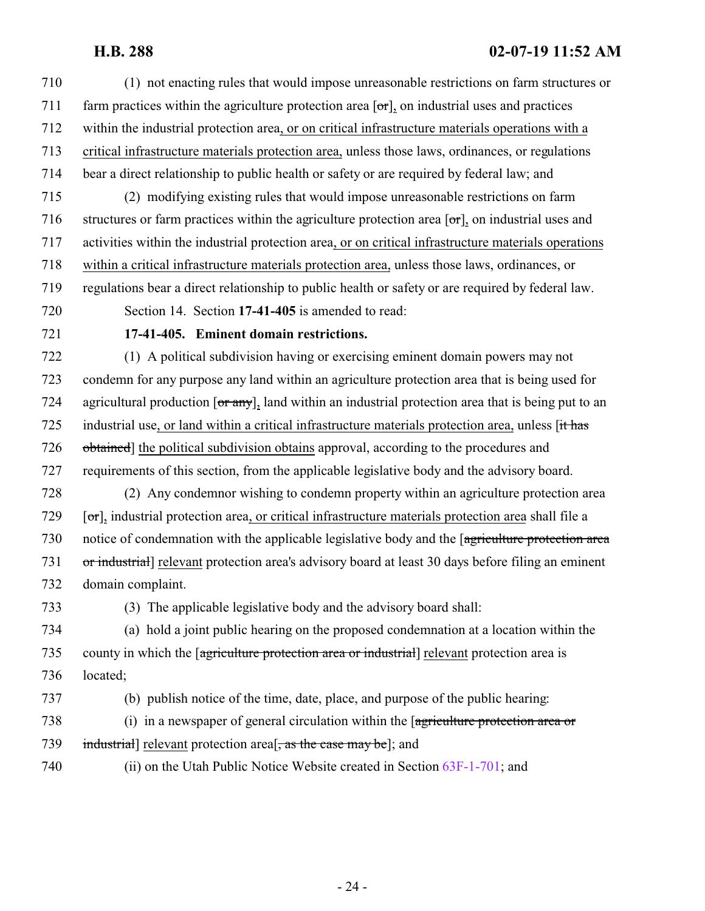(1) not enacting rules that would impose unreasonable restrictions on farm structures or farm practices within the agriculture protection area [~~or~~], on industrial uses and practices within the industrial protection area, or on critical infrastructure materials operations with a critical infrastructure materials protection area, unless those laws, ordinances, or regulations bear a direct relationship to public health or safety or are required by federal law; and

(2) modifying existing rules that would impose unreasonable restrictions on farm structures or farm practices within the agriculture protection area [~~or~~], on industrial uses and activities within the industrial protection area, or on critical infrastructure materials operations within a critical infrastructure materials protection area, unless those laws, ordinances, or regulations bear a direct relationship to public health or safety or are required by federal law.

Section 14. Section **17-41-405** is amended to read:

**17-41-405. Eminent domain restrictions.**

(1) A political subdivision having or exercising eminent domain powers may not condemn for any purpose any land within an agriculture protection area that is being used for agricultural production [~~or any~~], land within an industrial protection area that is being put to an industrial use, or land within a critical infrastructure materials protection area, unless [~~it has obtained~~] the political subdivision obtains approval, according to the procedures and requirements of this section, from the applicable legislative body and the advisory board.

(2) Any condemnor wishing to condemn property within an agriculture protection area [~~or~~], industrial protection area, or critical infrastructure materials protection area shall file a notice of condemnation with the applicable legislative body and the [~~agriculture protection area or industrial~~] relevant protection area's advisory board at least 30 days before filing an eminent domain complaint.

(3) The applicable legislative body and the advisory board shall:

(a) hold a joint public hearing on the proposed condemnation at a location within the county in which the [~~agriculture protection area or industrial~~] relevant protection area is located;

(b) publish notice of the time, date, place, and purpose of the public hearing:

(i) in a newspaper of general circulation within the [~~agriculture protection area or industrial~~] relevant protection area[~~, as the case may be~~]; and

(ii) on the Utah Public Notice Website created in Section 63F-1-701; and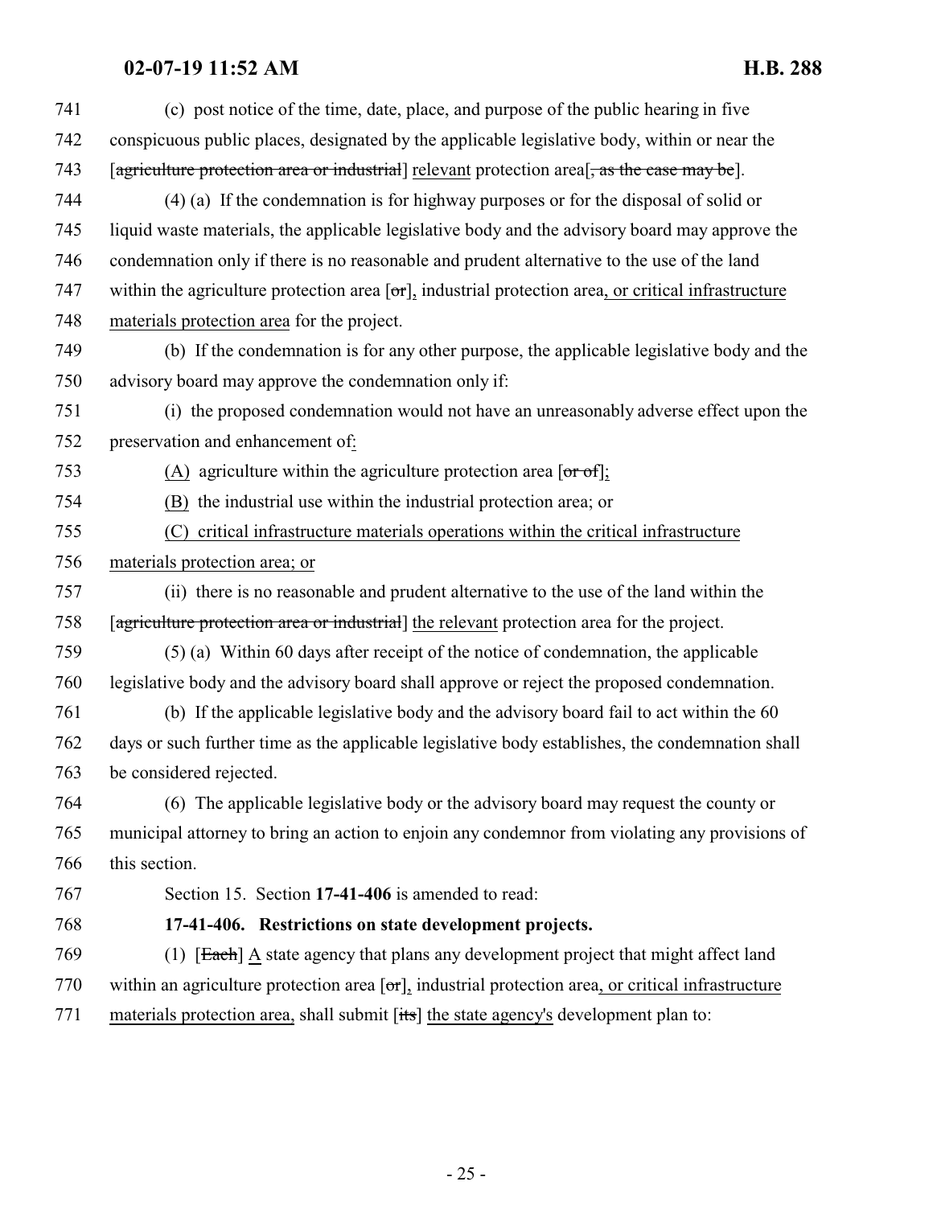741 (c) post notice of the time, date, place, and purpose of the public hearing in five
742 conspicuous public places, designated by the applicable legislative body, within or near the
743 [~~agriculture protection area or industrial~~] relevant protection area[~~, as the case may be~~].

744 (4) (a) If the condemnation is for highway purposes or for the disposal of solid or
745 liquid waste materials, the applicable legislative body and the advisory board may approve the
746 condemnation only if there is no reasonable and prudent alternative to the use of the land
747 within the agriculture protection area [~~or~~], industrial protection area, or critical infrastructure
748 materials protection area for the project.

749 (b) If the condemnation is for any other purpose, the applicable legislative body and the
750 advisory board may approve the condemnation only if:

751 (i) the proposed condemnation would not have an unreasonably adverse effect upon the
752 preservation and enhancement of:

753 (A) agriculture within the agriculture protection area [~~or of~~];

754 (B) the industrial use within the industrial protection area; or

755 (C) critical infrastructure materials operations within the critical infrastructure
756 materials protection area; or

757 (ii) there is no reasonable and prudent alternative to the use of the land within the
758 [~~agriculture protection area or industrial~~] the relevant protection area for the project.

759 (5) (a) Within 60 days after receipt of the notice of condemnation, the applicable
760 legislative body and the advisory board shall approve or reject the proposed condemnation.

761 (b) If the applicable legislative body and the advisory board fail to act within the 60
762 days or such further time as the applicable legislative body establishes, the condemnation shall
763 be considered rejected.

764 (6) The applicable legislative body or the advisory board may request the county or
765 municipal attorney to bring an action to enjoin any condemnor from violating any provisions of
766 this section.

767 Section 15. Section **17-41-406** is amended to read:

768 **17-41-406. Restrictions on state development projects.**

769 (1) [~~Each~~] A state agency that plans any development project that might affect land
770 within an agriculture protection area [~~or~~], industrial protection area, or critical infrastructure
771 materials protection area, shall submit [~~its~~] the state agency's development plan to: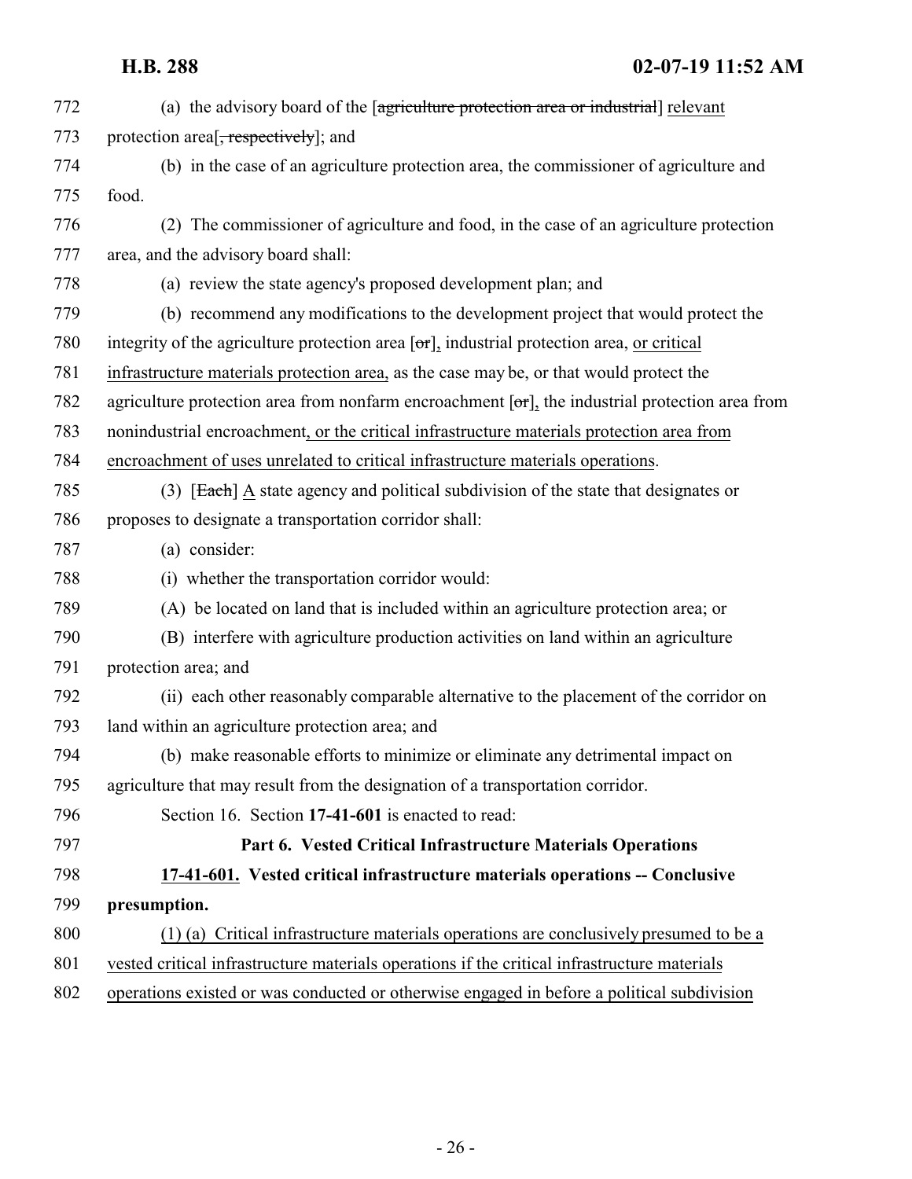772 (a) the advisory board of the [~~agriculture protection area or industrial~~] relevant

773 protection area[~~, respectively~~]; and

774 (b) in the case of an agriculture protection area, the commissioner of agriculture and

775 food.

776 (2) The commissioner of agriculture and food, in the case of an agriculture protection

777 area, and the advisory board shall:

778 (a) review the state agency's proposed development plan; and

779 (b) recommend any modifications to the development project that would protect the

780 integrity of the agriculture protection area [~~or~~], industrial protection area, or critical

781 infrastructure materials protection area, as the case may be, or that would protect the

782 agriculture protection area from nonfarm encroachment [~~or~~], the industrial protection area from

783 nonindustrial encroachment, or the critical infrastructure materials protection area from

784 encroachment of uses unrelated to critical infrastructure materials operations.

785 (3) [~~Each~~] A state agency and political subdivision of the state that designates or

786 proposes to designate a transportation corridor shall:

787 (a) consider:

788 (i) whether the transportation corridor would:

789 (A) be located on land that is included within an agriculture protection area; or

790 (B) interfere with agriculture production activities on land within an agriculture

791 protection area; and

792 (ii) each other reasonably comparable alternative to the placement of the corridor on

793 land within an agriculture protection area; and

794 (b) make reasonable efforts to minimize or eliminate any detrimental impact on

795 agriculture that may result from the designation of a transportation corridor.

796 Section 16. Section **17-41-601** is enacted to read:

797 **Part 6. Vested Critical Infrastructure Materials Operations**

798 **17-41-601. Vested critical infrastructure materials operations -- Conclusive**

799 **presumption.**

800 (1) (a) Critical infrastructure materials operations are conclusively presumed to be a

801 vested critical infrastructure materials operations if the critical infrastructure materials

802 operations existed or was conducted or otherwise engaged in before a political subdivision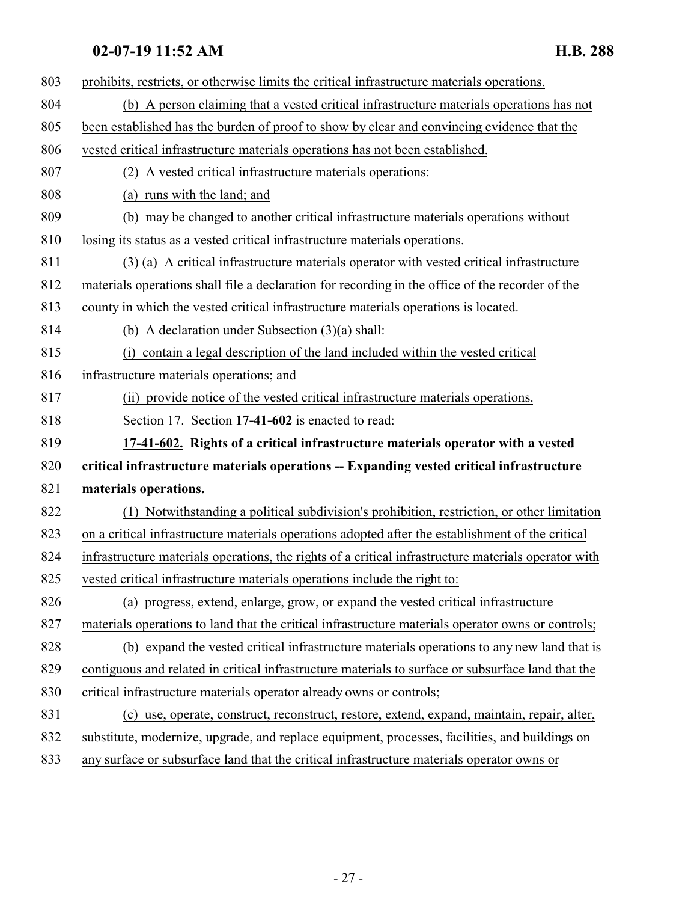prohibits, restricts, or otherwise limits the critical infrastructure materials operations.

(b) A person claiming that a vested critical infrastructure materials operations has not been established has the burden of proof to show by clear and convincing evidence that the vested critical infrastructure materials operations has not been established.

(2) A vested critical infrastructure materials operations:

(a) runs with the land; and

(b) may be changed to another critical infrastructure materials operations without losing its status as a vested critical infrastructure materials operations.

(3) (a) A critical infrastructure materials operator with vested critical infrastructure materials operations shall file a declaration for recording in the office of the recorder of the county in which the vested critical infrastructure materials operations is located.

(b) A declaration under Subsection (3)(a) shall:

(i) contain a legal description of the land included within the vested critical infrastructure materials operations; and

(ii) provide notice of the vested critical infrastructure materials operations.

Section 17. Section **17-41-602** is enacted to read:

**17-41-602. Rights of a critical infrastructure materials operator with a vested critical infrastructure materials operations -- Expanding vested critical infrastructure materials operations.**

(1) Notwithstanding a political subdivision's prohibition, restriction, or other limitation on a critical infrastructure materials operations adopted after the establishment of the critical infrastructure materials operations, the rights of a critical infrastructure materials operator with vested critical infrastructure materials operations include the right to:

(a) progress, extend, enlarge, grow, or expand the vested critical infrastructure materials operations to land that the critical infrastructure materials operator owns or controls;

(b) expand the vested critical infrastructure materials operations to any new land that is contiguous and related in critical infrastructure materials to surface or subsurface land that the critical infrastructure materials operator already owns or controls;

(c) use, operate, construct, reconstruct, restore, extend, expand, maintain, repair, alter, substitute, modernize, upgrade, and replace equipment, processes, facilities, and buildings on any surface or subsurface land that the critical infrastructure materials operator owns or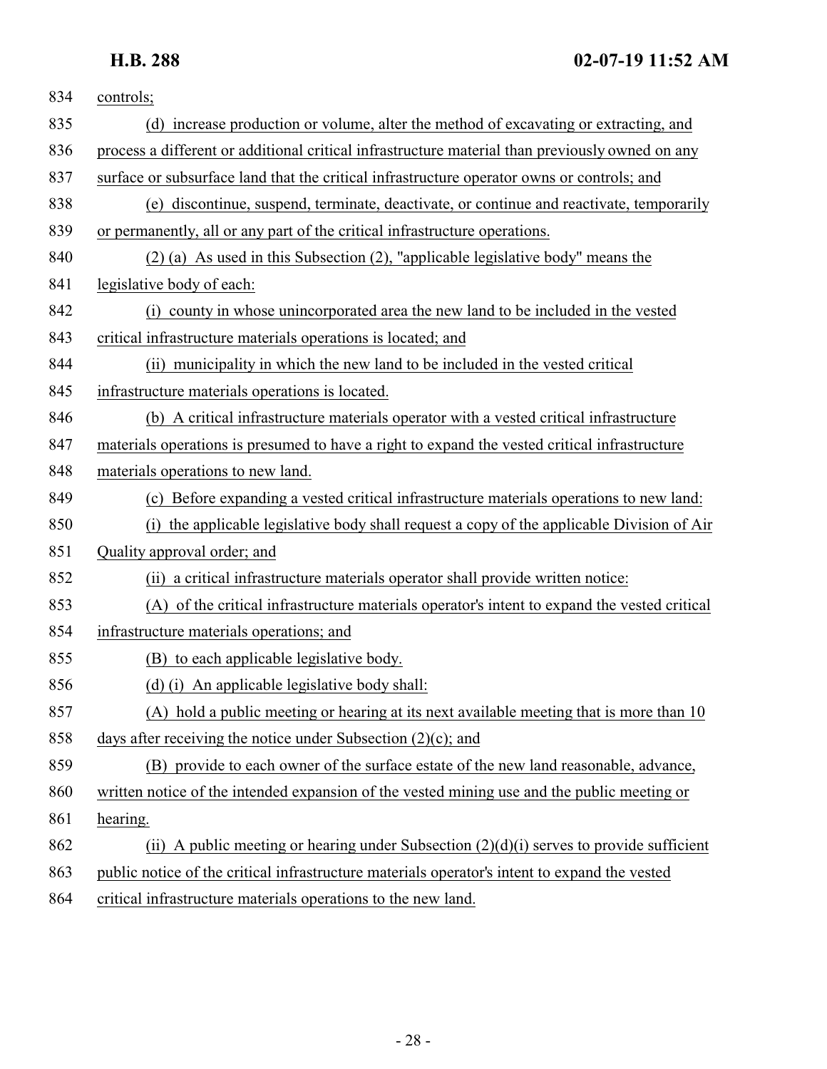controls;

(d) increase production or volume, alter the method of excavating or extracting, and process a different or additional critical infrastructure material than previously owned on any surface or subsurface land that the critical infrastructure operator owns or controls; and

(e) discontinue, suspend, terminate, deactivate, or continue and reactivate, temporarily or permanently, all or any part of the critical infrastructure operations.

(2) (a) As used in this Subsection (2), "applicable legislative body" means the legislative body of each:

(i) county in whose unincorporated area the new land to be included in the vested critical infrastructure materials operations is located; and

(ii) municipality in which the new land to be included in the vested critical infrastructure materials operations is located.

(b) A critical infrastructure materials operator with a vested critical infrastructure materials operations is presumed to have a right to expand the vested critical infrastructure materials operations to new land.

(c) Before expanding a vested critical infrastructure materials operations to new land:

(i) the applicable legislative body shall request a copy of the applicable Division of Air Quality approval order; and

(ii) a critical infrastructure materials operator shall provide written notice:

(A) of the critical infrastructure materials operator's intent to expand the vested critical infrastructure materials operations; and

(B) to each applicable legislative body.

(d) (i) An applicable legislative body shall:

(A) hold a public meeting or hearing at its next available meeting that is more than 10 days after receiving the notice under Subsection (2)(c); and

(B) provide to each owner of the surface estate of the new land reasonable, advance, written notice of the intended expansion of the vested mining use and the public meeting or hearing.

(ii) A public meeting or hearing under Subsection (2)(d)(i) serves to provide sufficient public notice of the critical infrastructure materials operator's intent to expand the vested critical infrastructure materials operations to the new land.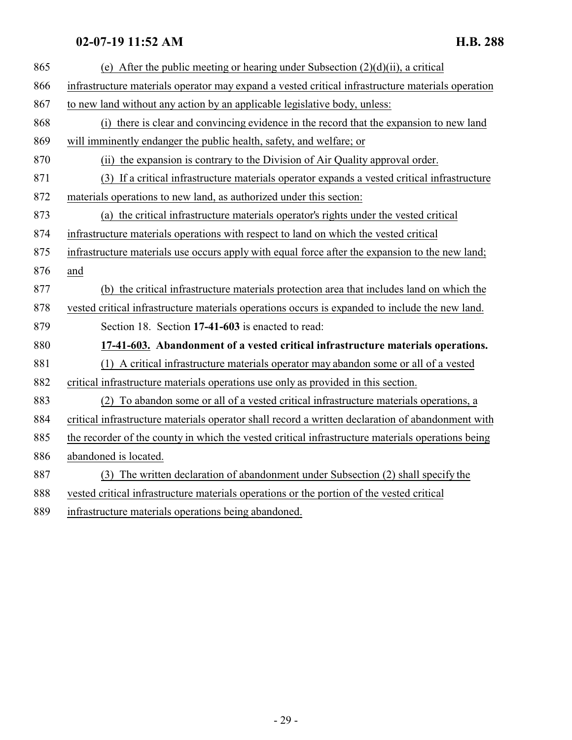(e) After the public meeting or hearing under Subsection (2)(d)(ii), a critical infrastructure materials operator may expand a vested critical infrastructure materials operation to new land without any action by an applicable legislative body, unless:

(i) there is clear and convincing evidence in the record that the expansion to new land will imminently endanger the public health, safety, and welfare; or

(ii) the expansion is contrary to the Division of Air Quality approval order.

(3) If a critical infrastructure materials operator expands a vested critical infrastructure materials operations to new land, as authorized under this section:

(a) the critical infrastructure materials operator's rights under the vested critical infrastructure materials operations with respect to land on which the vested critical infrastructure materials use occurs apply with equal force after the expansion to the new land; and

(b) the critical infrastructure materials protection area that includes land on which the vested critical infrastructure materials operations occurs is expanded to include the new land.

Section 18. Section **17-41-603** is enacted to read:

**17-41-603. Abandonment of a vested critical infrastructure materials operations.**

(1) A critical infrastructure materials operator may abandon some or all of a vested critical infrastructure materials operations use only as provided in this section.

(2) To abandon some or all of a vested critical infrastructure materials operations, a critical infrastructure materials operator shall record a written declaration of abandonment with the recorder of the county in which the vested critical infrastructure materials operations being abandoned is located.

(3) The written declaration of abandonment under Subsection (2) shall specify the vested critical infrastructure materials operations or the portion of the vested critical infrastructure materials operations being abandoned.